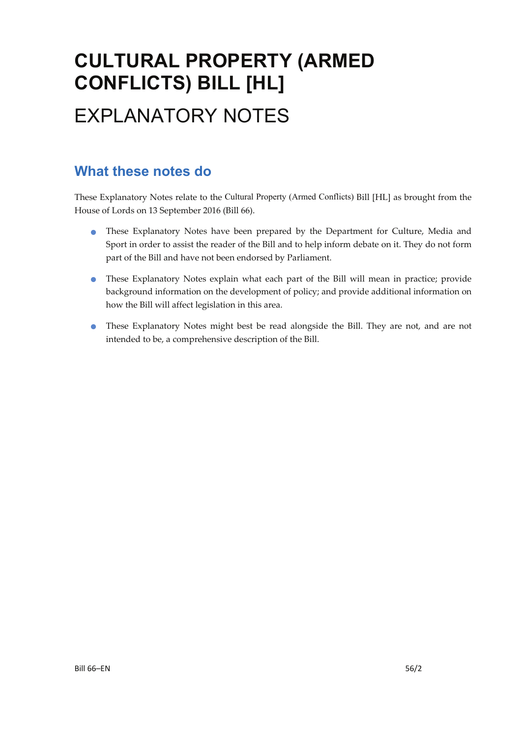# CULTURAL PROPERTY (ARMED CONFLICTS) BILL [HL]

# EXPLANATORY NOTES

## What these notes do

These Explanatory Notes relate to the Cultural Property (Armed Conflicts) Bill [HL] as brought from the House of Lords on 13 September 2016 (Bill 66).

- These Explanatory Notes have been prepared by the Department for Culture, Media and Sport in order to assist the reader of the Bill and to help inform debate on it. They do not form part of the Bill and have not been endorsed by Parliament.
- These Explanatory Notes explain what each part of the Bill will mean in practice; provide background information on the development of policy; and provide additional information on how the Bill will affect legislation in this area.
- These Explanatory Notes might best be read alongside the Bill. They are not, and are not intended to be, a comprehensive description of the Bill.

Bill 66–EN 56/2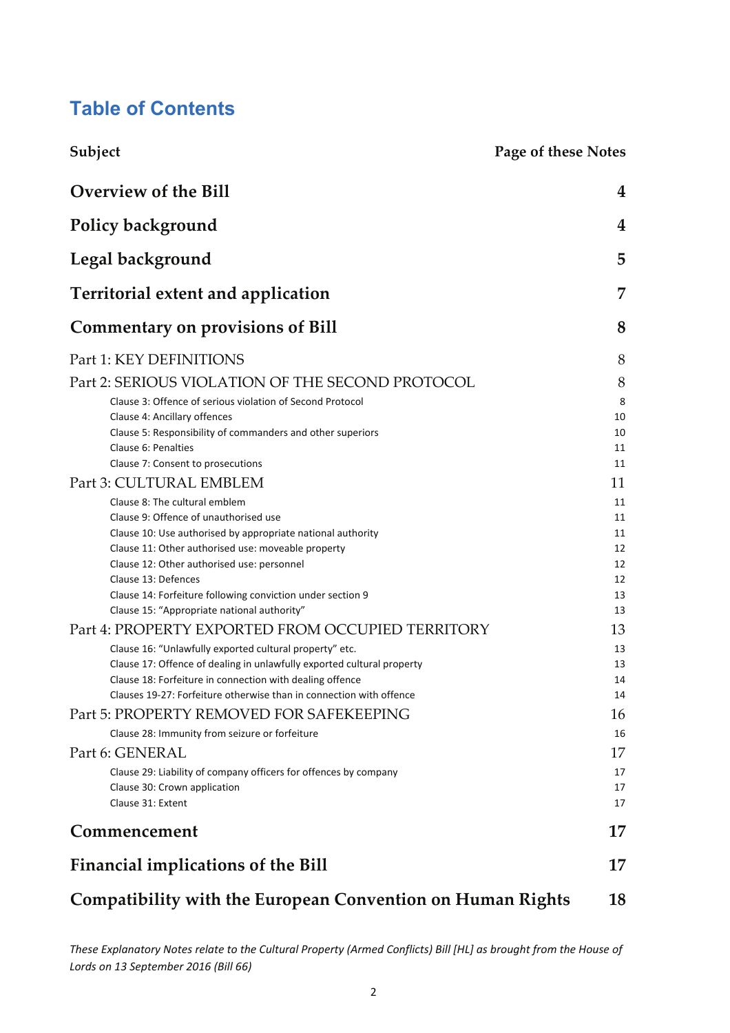# Table of Contents

| Subject | Page of these Notes |
|---|---|
| **Overview of the Bill** | **4** |
| **Policy background** | **4** |
| **Legal background** | **5** |
| **Territorial extent and application** | **7** |
| **Commentary on provisions of Bill** | **8** |
| Part 1: KEY DEFINITIONS | 8 |
| Part 2: SERIOUS VIOLATION OF THE SECOND PROTOCOL | 8 |
| Clause 3: Offence of serious violation of Second Protocol | 8 |
| Clause 4: Ancillary offences | 10 |
| Clause 5: Responsibility of commanders and other superiors | 10 |
| Clause 6: Penalties | 11 |
| Clause 7: Consent to prosecutions | 11 |
| Part 3: CULTURAL EMBLEM | 11 |
| Clause 8: The cultural emblem | 11 |
| Clause 9: Offence of unauthorised use | 11 |
| Clause 10: Use authorised by appropriate national authority | 11 |
| Clause 11: Other authorised use: moveable property | 12 |
| Clause 12: Other authorised use: personnel | 12 |
| Clause 13: Defences | 12 |
| Clause 14: Forfeiture following conviction under section 9 | 13 |
| Clause 15: "Appropriate national authority" | 13 |
| Part 4: PROPERTY EXPORTED FROM OCCUPIED TERRITORY | 13 |
| Clause 16: "Unlawfully exported cultural property" etc. | 13 |
| Clause 17: Offence of dealing in unlawfully exported cultural property | 13 |
| Clause 18: Forfeiture in connection with dealing offence | 14 |
| Clauses 19-27: Forfeiture otherwise than in connection with offence | 14 |
| Part 5: PROPERTY REMOVED FOR SAFEKEEPING | 16 |
| Clause 28: Immunity from seizure or forfeiture | 16 |
| Part 6: GENERAL | 17 |
| Clause 29: Liability of company officers for offences by company | 17 |
| Clause 30: Crown application | 17 |
| Clause 31: Extent | 17 |
| **Commencement** | **17** |
| **Financial implications of the Bill** | **17** |
| **Compatibility with the European Convention on Human Rights** | **18** |

*These Explanatory Notes relate to the Cultural Property (Armed Conflicts) Bill [HL] as brought from the House of Lords on 13 September 2016 (Bill 66)*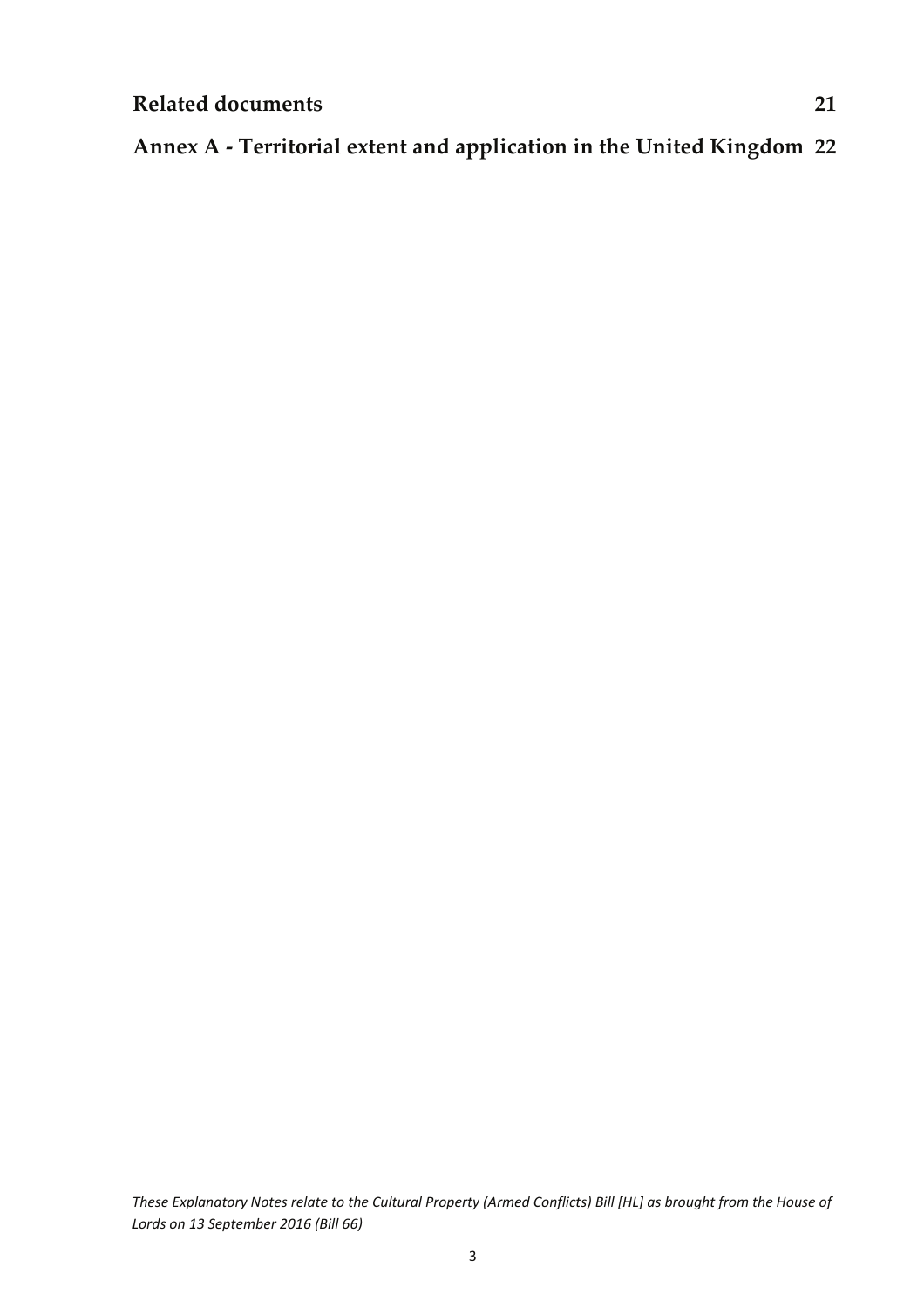**Related documents** 21

**Annex A - Territorial extent and application in the United Kingdom** 22

*These Explanatory Notes relate to the Cultural Property (Armed Conflicts) Bill [HL] as brought from the House of Lords on 13 September 2016 (Bill 66)*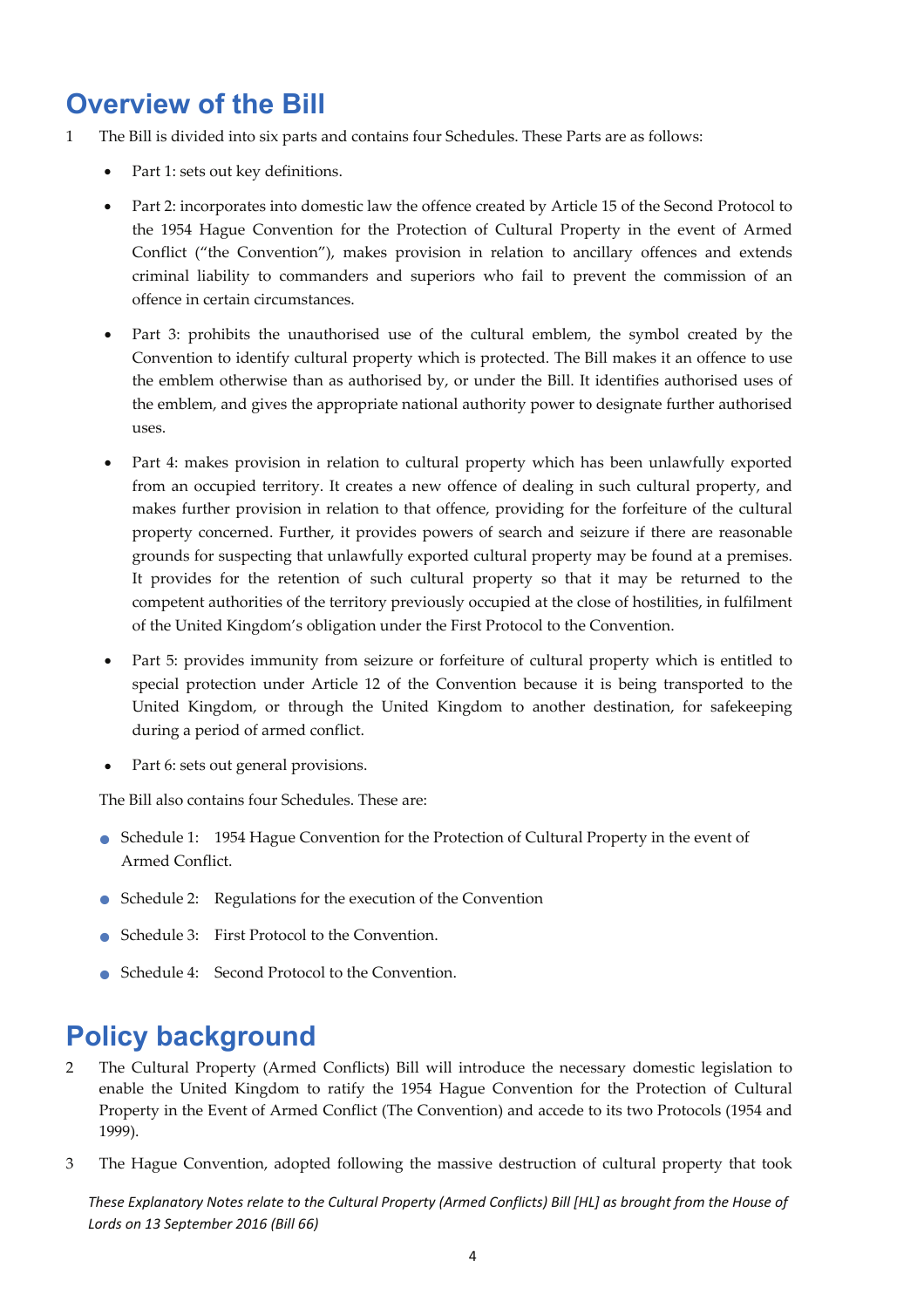## Overview of the Bill

1 The Bill is divided into six parts and contains four Schedules. These Parts are as follows:

- Part 1: sets out key definitions.
- Part 2: incorporates into domestic law the offence created by Article 15 of the Second Protocol to the 1954 Hague Convention for the Protection of Cultural Property in the event of Armed Conflict ("the Convention"), makes provision in relation to ancillary offences and extends criminal liability to commanders and superiors who fail to prevent the commission of an offence in certain circumstances.
- Part 3: prohibits the unauthorised use of the cultural emblem, the symbol created by the Convention to identify cultural property which is protected. The Bill makes it an offence to use the emblem otherwise than as authorised by, or under the Bill. It identifies authorised uses of the emblem, and gives the appropriate national authority power to designate further authorised uses.
- Part 4: makes provision in relation to cultural property which has been unlawfully exported from an occupied territory. It creates a new offence of dealing in such cultural property, and makes further provision in relation to that offence, providing for the forfeiture of the cultural property concerned. Further, it provides powers of search and seizure if there are reasonable grounds for suspecting that unlawfully exported cultural property may be found at a premises. It provides for the retention of such cultural property so that it may be returned to the competent authorities of the territory previously occupied at the close of hostilities, in fulfilment of the United Kingdom's obligation under the First Protocol to the Convention.
- Part 5: provides immunity from seizure or forfeiture of cultural property which is entitled to special protection under Article 12 of the Convention because it is being transported to the United Kingdom, or through the United Kingdom to another destination, for safekeeping during a period of armed conflict.
- Part 6: sets out general provisions.

The Bill also contains four Schedules. These are:

- Schedule 1: 1954 Hague Convention for the Protection of Cultural Property in the event of Armed Conflict.
- Schedule 2: Regulations for the execution of the Convention
- Schedule 3: First Protocol to the Convention.
- Schedule 4: Second Protocol to the Convention.

## Policy background

2 The Cultural Property (Armed Conflicts) Bill will introduce the necessary domestic legislation to enable the United Kingdom to ratify the 1954 Hague Convention for the Protection of Cultural Property in the Event of Armed Conflict (The Convention) and accede to its two Protocols (1954 and 1999).

3 The Hague Convention, adopted following the massive destruction of cultural property that took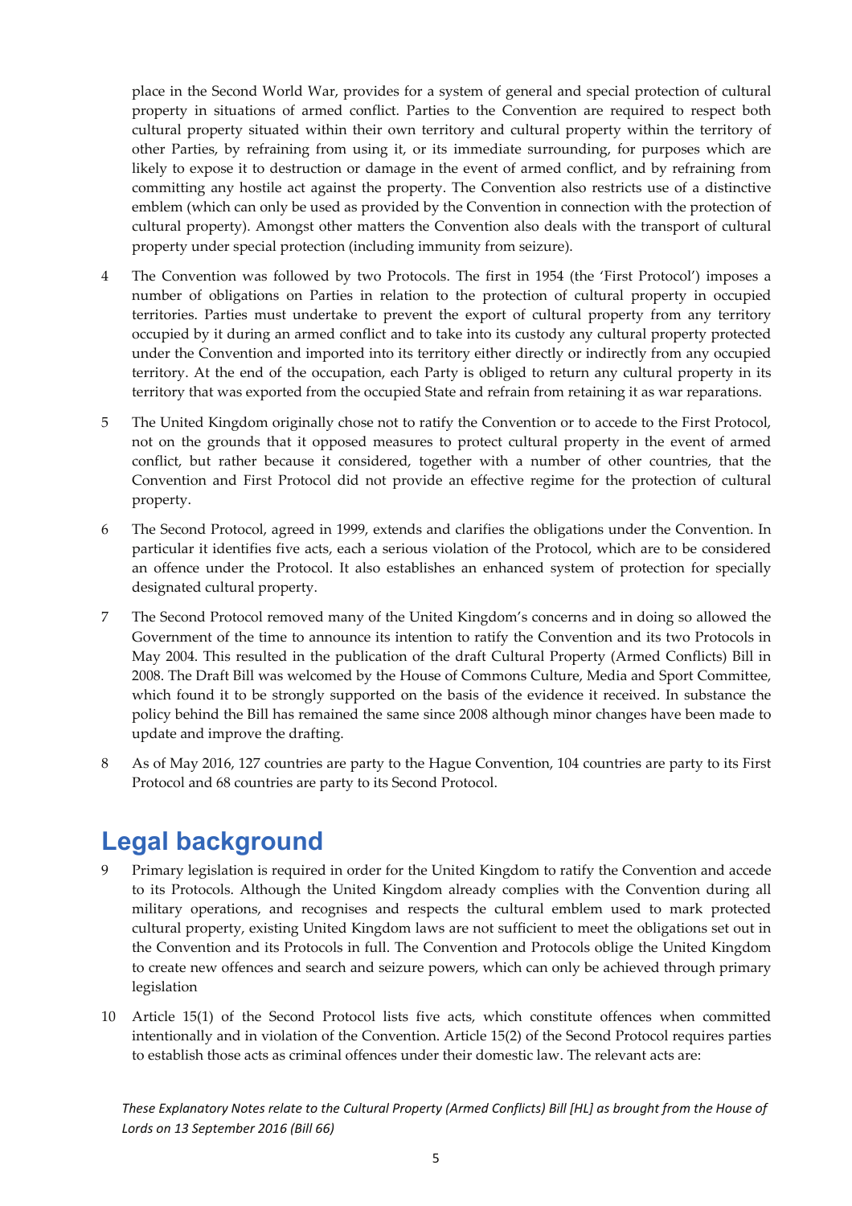place in the Second World War, provides for a system of general and special protection of cultural property in situations of armed conflict. Parties to the Convention are required to respect both cultural property situated within their own territory and cultural property within the territory of other Parties, by refraining from using it, or its immediate surrounding, for purposes which are likely to expose it to destruction or damage in the event of armed conflict, and by refraining from committing any hostile act against the property. The Convention also restricts use of a distinctive emblem (which can only be used as provided by the Convention in connection with the protection of cultural property). Amongst other matters the Convention also deals with the transport of cultural property under special protection (including immunity from seizure).

4 The Convention was followed by two Protocols. The first in 1954 (the 'First Protocol') imposes a number of obligations on Parties in relation to the protection of cultural property in occupied territories. Parties must undertake to prevent the export of cultural property from any territory occupied by it during an armed conflict and to take into its custody any cultural property protected under the Convention and imported into its territory either directly or indirectly from any occupied territory. At the end of the occupation, each Party is obliged to return any cultural property in its territory that was exported from the occupied State and refrain from retaining it as war reparations.

5 The United Kingdom originally chose not to ratify the Convention or to accede to the First Protocol, not on the grounds that it opposed measures to protect cultural property in the event of armed conflict, but rather because it considered, together with a number of other countries, that the Convention and First Protocol did not provide an effective regime for the protection of cultural property.

6 The Second Protocol, agreed in 1999, extends and clarifies the obligations under the Convention. In particular it identifies five acts, each a serious violation of the Protocol, which are to be considered an offence under the Protocol. It also establishes an enhanced system of protection for specially designated cultural property.

7 The Second Protocol removed many of the United Kingdom's concerns and in doing so allowed the Government of the time to announce its intention to ratify the Convention and its two Protocols in May 2004. This resulted in the publication of the draft Cultural Property (Armed Conflicts) Bill in 2008. The Draft Bill was welcomed by the House of Commons Culture, Media and Sport Committee, which found it to be strongly supported on the basis of the evidence it received. In substance the policy behind the Bill has remained the same since 2008 although minor changes have been made to update and improve the drafting.

8 As of May 2016, 127 countries are party to the Hague Convention, 104 countries are party to its First Protocol and 68 countries are party to its Second Protocol.

# Legal background

9 Primary legislation is required in order for the United Kingdom to ratify the Convention and accede to its Protocols. Although the United Kingdom already complies with the Convention during all military operations, and recognises and respects the cultural emblem used to mark protected cultural property, existing United Kingdom laws are not sufficient to meet the obligations set out in the Convention and its Protocols in full. The Convention and Protocols oblige the United Kingdom to create new offences and search and seizure powers, which can only be achieved through primary legislation

10 Article 15(1) of the Second Protocol lists five acts, which constitute offences when committed intentionally and in violation of the Convention. Article 15(2) of the Second Protocol requires parties to establish those acts as criminal offences under their domestic law. The relevant acts are: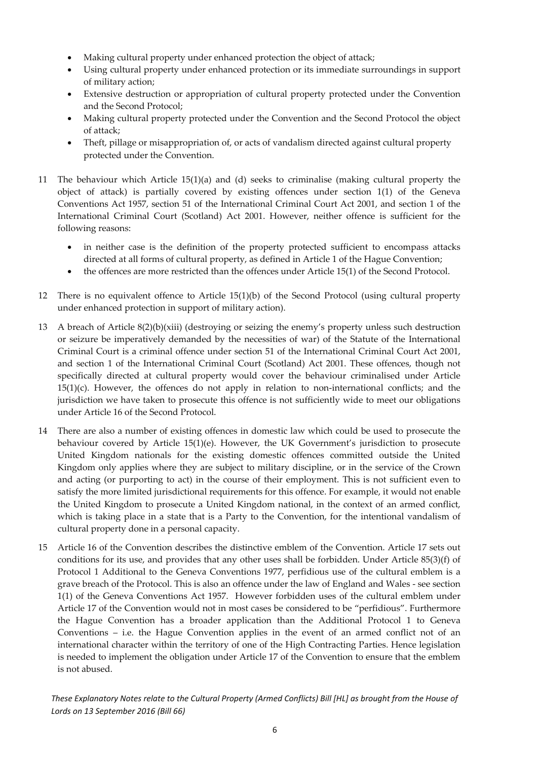- Making cultural property under enhanced protection the object of attack;
- Using cultural property under enhanced protection or its immediate surroundings in support of military action;
- Extensive destruction or appropriation of cultural property protected under the Convention and the Second Protocol;
- Making cultural property protected under the Convention and the Second Protocol the object of attack;
- Theft, pillage or misappropriation of, or acts of vandalism directed against cultural property protected under the Convention.

11 The behaviour which Article 15(1)(a) and (d) seeks to criminalise (making cultural property the object of attack) is partially covered by existing offences under section 1(1) of the Geneva Conventions Act 1957, section 51 of the International Criminal Court Act 2001, and section 1 of the International Criminal Court (Scotland) Act 2001. However, neither offence is sufficient for the following reasons:

- in neither case is the definition of the property protected sufficient to encompass attacks directed at all forms of cultural property, as defined in Article 1 of the Hague Convention;
- the offences are more restricted than the offences under Article 15(1) of the Second Protocol.

12 There is no equivalent offence to Article 15(1)(b) of the Second Protocol (using cultural property under enhanced protection in support of military action).

13 A breach of Article 8(2)(b)(xiii) (destroying or seizing the enemy's property unless such destruction or seizure be imperatively demanded by the necessities of war) of the Statute of the International Criminal Court is a criminal offence under section 51 of the International Criminal Court Act 2001, and section 1 of the International Criminal Court (Scotland) Act 2001. These offences, though not specifically directed at cultural property would cover the behaviour criminalised under Article 15(1)(c). However, the offences do not apply in relation to non-international conflicts; and the jurisdiction we have taken to prosecute this offence is not sufficiently wide to meet our obligations under Article 16 of the Second Protocol.

14 There are also a number of existing offences in domestic law which could be used to prosecute the behaviour covered by Article 15(1)(e). However, the UK Government's jurisdiction to prosecute United Kingdom nationals for the existing domestic offences committed outside the United Kingdom only applies where they are subject to military discipline, or in the service of the Crown and acting (or purporting to act) in the course of their employment. This is not sufficient even to satisfy the more limited jurisdictional requirements for this offence. For example, it would not enable the United Kingdom to prosecute a United Kingdom national, in the context of an armed conflict, which is taking place in a state that is a Party to the Convention, for the intentional vandalism of cultural property done in a personal capacity.

15 Article 16 of the Convention describes the distinctive emblem of the Convention. Article 17 sets out conditions for its use, and provides that any other uses shall be forbidden. Under Article 85(3)(f) of Protocol 1 Additional to the Geneva Conventions 1977, perfidious use of the cultural emblem is a grave breach of the Protocol. This is also an offence under the law of England and Wales - see section 1(1) of the Geneva Conventions Act 1957. However forbidden uses of the cultural emblem under Article 17 of the Convention would not in most cases be considered to be "perfidious". Furthermore the Hague Convention has a broader application than the Additional Protocol 1 to Geneva Conventions – i.e. the Hague Convention applies in the event of an armed conflict not of an international character within the territory of one of the High Contracting Parties. Hence legislation is needed to implement the obligation under Article 17 of the Convention to ensure that the emblem is not abused.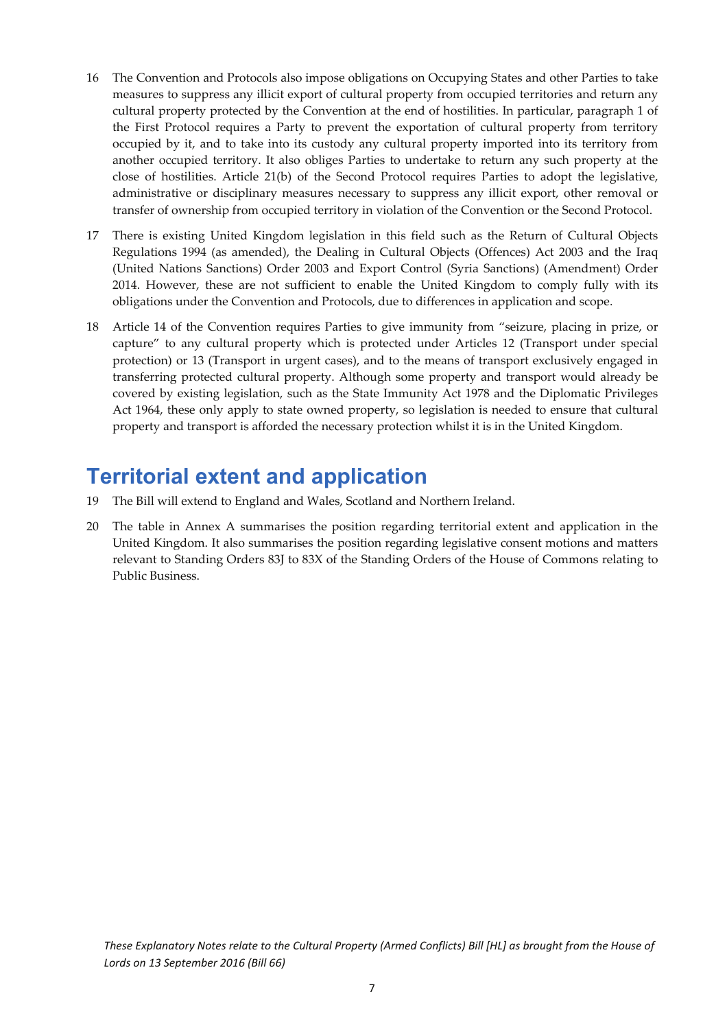16 The Convention and Protocols also impose obligations on Occupying States and other Parties to take measures to suppress any illicit export of cultural property from occupied territories and return any cultural property protected by the Convention at the end of hostilities. In particular, paragraph 1 of the First Protocol requires a Party to prevent the exportation of cultural property from territory occupied by it, and to take into its custody any cultural property imported into its territory from another occupied territory. It also obliges Parties to undertake to return any such property at the close of hostilities. Article 21(b) of the Second Protocol requires Parties to adopt the legislative, administrative or disciplinary measures necessary to suppress any illicit export, other removal or transfer of ownership from occupied territory in violation of the Convention or the Second Protocol.

17 There is existing United Kingdom legislation in this field such as the Return of Cultural Objects Regulations 1994 (as amended), the Dealing in Cultural Objects (Offences) Act 2003 and the Iraq (United Nations Sanctions) Order 2003 and Export Control (Syria Sanctions) (Amendment) Order 2014. However, these are not sufficient to enable the United Kingdom to comply fully with its obligations under the Convention and Protocols, due to differences in application and scope.

18 Article 14 of the Convention requires Parties to give immunity from “seizure, placing in prize, or capture” to any cultural property which is protected under Articles 12 (Transport under special protection) or 13 (Transport in urgent cases), and to the means of transport exclusively engaged in transferring protected cultural property. Although some property and transport would already be covered by existing legislation, such as the State Immunity Act 1978 and the Diplomatic Privileges Act 1964, these only apply to state owned property, so legislation is needed to ensure that cultural property and transport is afforded the necessary protection whilst it is in the United Kingdom.

# Territorial extent and application

19 The Bill will extend to England and Wales, Scotland and Northern Ireland.

20 The table in Annex A summarises the position regarding territorial extent and application in the United Kingdom. It also summarises the position regarding legislative consent motions and matters relevant to Standing Orders 83J to 83X of the Standing Orders of the House of Commons relating to Public Business.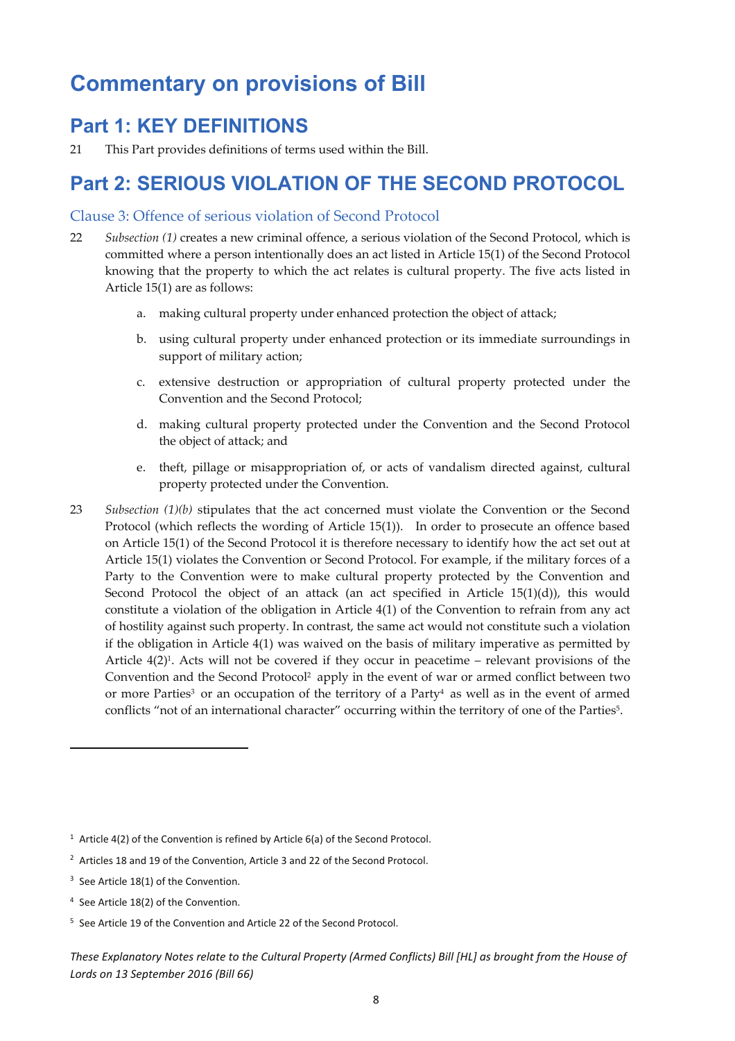# Commentary on provisions of Bill

## Part 1: KEY DEFINITIONS

21 This Part provides definitions of terms used within the Bill.

## Part 2: SERIOUS VIOLATION OF THE SECOND PROTOCOL

### Clause 3: Offence of serious violation of Second Protocol

22 *Subsection (1)* creates a new criminal offence, a serious violation of the Second Protocol, which is committed where a person intentionally does an act listed in Article 15(1) of the Second Protocol knowing that the property to which the act relates is cultural property. The five acts listed in Article 15(1) are as follows:

a. making cultural property under enhanced protection the object of attack;

b. using cultural property under enhanced protection or its immediate surroundings in support of military action;

c. extensive destruction or appropriation of cultural property protected under the Convention and the Second Protocol;

d. making cultural property protected under the Convention and the Second Protocol the object of attack; and

e. theft, pillage or misappropriation of, or acts of vandalism directed against, cultural property protected under the Convention.

23 *Subsection (1)(b)* stipulates that the act concerned must violate the Convention or the Second Protocol (which reflects the wording of Article 15(1)). In order to prosecute an offence based on Article 15(1) of the Second Protocol it is therefore necessary to identify how the act set out at Article 15(1) violates the Convention or Second Protocol. For example, if the military forces of a Party to the Convention were to make cultural property protected by the Convention and Second Protocol the object of an attack (an act specified in Article 15(1)(d)), this would constitute a violation of the obligation in Article 4(1) of the Convention to refrain from any act of hostility against such property. In contrast, the same act would not constitute such a violation if the obligation in Article 4(1) was waived on the basis of military imperative as permitted by Article 4(2)[1]. Acts will not be covered if they occur in peacetime – relevant provisions of the Convention and the Second Protocol[2] apply in the event of war or armed conflict between two or more Parties[3] or an occupation of the territory of a Party[4] as well as in the event of armed conflicts "not of an international character" occurring within the territory of one of the Parties[5].

[1] Article 4(2) of the Convention is refined by Article 6(a) of the Second Protocol.

[2] Articles 18 and 19 of the Convention, Article 3 and 22 of the Second Protocol.

[3] See Article 18(1) of the Convention.

[4] See Article 18(2) of the Convention.

[5] See Article 19 of the Convention and Article 22 of the Second Protocol.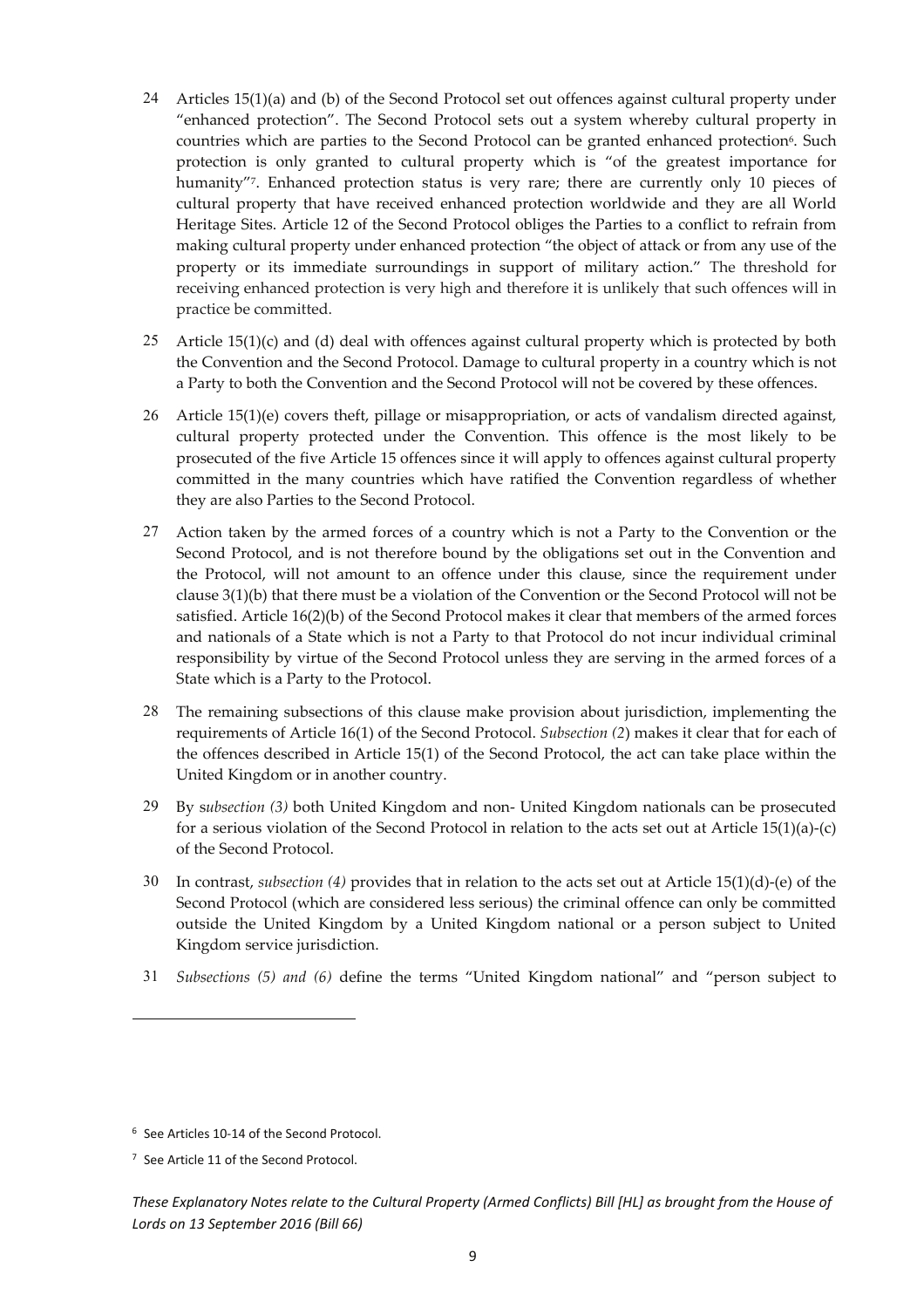24 Articles 15(1)(a) and (b) of the Second Protocol set out offences against cultural property under "enhanced protection". The Second Protocol sets out a system whereby cultural property in countries which are parties to the Second Protocol can be granted enhanced protection[6]. Such protection is only granted to cultural property which is "of the greatest importance for humanity"[7]. Enhanced protection status is very rare; there are currently only 10 pieces of cultural property that have received enhanced protection worldwide and they are all World Heritage Sites. Article 12 of the Second Protocol obliges the Parties to a conflict to refrain from making cultural property under enhanced protection "the object of attack or from any use of the property or its immediate surroundings in support of military action." The threshold for receiving enhanced protection is very high and therefore it is unlikely that such offences will in practice be committed.

25 Article 15(1)(c) and (d) deal with offences against cultural property which is protected by both the Convention and the Second Protocol. Damage to cultural property in a country which is not a Party to both the Convention and the Second Protocol will not be covered by these offences.

26 Article 15(1)(e) covers theft, pillage or misappropriation, or acts of vandalism directed against, cultural property protected under the Convention. This offence is the most likely to be prosecuted of the five Article 15 offences since it will apply to offences against cultural property committed in the many countries which have ratified the Convention regardless of whether they are also Parties to the Second Protocol.

27 Action taken by the armed forces of a country which is not a Party to the Convention or the Second Protocol, and is not therefore bound by the obligations set out in the Convention and the Protocol, will not amount to an offence under this clause, since the requirement under clause 3(1)(b) that there must be a violation of the Convention or the Second Protocol will not be satisfied. Article 16(2)(b) of the Second Protocol makes it clear that members of the armed forces and nationals of a State which is not a Party to that Protocol do not incur individual criminal responsibility by virtue of the Second Protocol unless they are serving in the armed forces of a State which is a Party to the Protocol.

28 The remaining subsections of this clause make provision about jurisdiction, implementing the requirements of Article 16(1) of the Second Protocol. *Subsection (2*) makes it clear that for each of the offences described in Article 15(1) of the Second Protocol, the act can take place within the United Kingdom or in another country.

29 By s*ubsection (3)* both United Kingdom and non- United Kingdom nationals can be prosecuted for a serious violation of the Second Protocol in relation to the acts set out at Article 15(1)(a)-(c) of the Second Protocol.

30 In contrast, *subsection (4)* provides that in relation to the acts set out at Article 15(1)(d)-(e) of the Second Protocol (which are considered less serious) the criminal offence can only be committed outside the United Kingdom by a United Kingdom national or a person subject to United Kingdom service jurisdiction.

31 *Subsections (5) and (6)* define the terms "United Kingdom national" and "person subject to

---

[6] See Articles 10-14 of the Second Protocol.

[7] See Article 11 of the Second Protocol.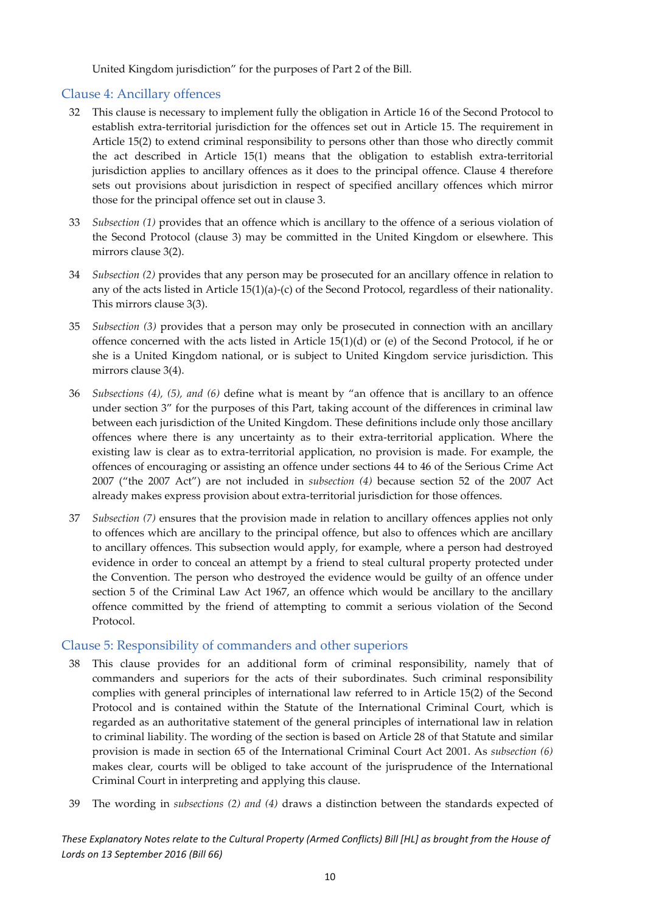United Kingdom jurisdiction" for the purposes of Part 2 of the Bill.

## Clause 4: Ancillary offences

32 This clause is necessary to implement fully the obligation in Article 16 of the Second Protocol to establish extra-territorial jurisdiction for the offences set out in Article 15. The requirement in Article 15(2) to extend criminal responsibility to persons other than those who directly commit the act described in Article 15(1) means that the obligation to establish extra-territorial jurisdiction applies to ancillary offences as it does to the principal offence. Clause 4 therefore sets out provisions about jurisdiction in respect of specified ancillary offences which mirror those for the principal offence set out in clause 3.

33 *Subsection (1)* provides that an offence which is ancillary to the offence of a serious violation of the Second Protocol (clause 3) may be committed in the United Kingdom or elsewhere. This mirrors clause 3(2).

34 *Subsection (2)* provides that any person may be prosecuted for an ancillary offence in relation to any of the acts listed in Article 15(1)(a)-(c) of the Second Protocol, regardless of their nationality. This mirrors clause 3(3).

35 *Subsection (3)* provides that a person may only be prosecuted in connection with an ancillary offence concerned with the acts listed in Article 15(1)(d) or (e) of the Second Protocol, if he or she is a United Kingdom national, or is subject to United Kingdom service jurisdiction. This mirrors clause 3(4).

36 *Subsections (4), (5), and (6)* define what is meant by "an offence that is ancillary to an offence under section 3" for the purposes of this Part, taking account of the differences in criminal law between each jurisdiction of the United Kingdom. These definitions include only those ancillary offences where there is any uncertainty as to their extra-territorial application. Where the existing law is clear as to extra-territorial application, no provision is made. For example, the offences of encouraging or assisting an offence under sections 44 to 46 of the Serious Crime Act 2007 ("the 2007 Act") are not included in *subsection (4)* because section 52 of the 2007 Act already makes express provision about extra-territorial jurisdiction for those offences.

37 *Subsection (7)* ensures that the provision made in relation to ancillary offences applies not only to offences which are ancillary to the principal offence, but also to offences which are ancillary to ancillary offences. This subsection would apply, for example, where a person had destroyed evidence in order to conceal an attempt by a friend to steal cultural property protected under the Convention. The person who destroyed the evidence would be guilty of an offence under section 5 of the Criminal Law Act 1967, an offence which would be ancillary to the ancillary offence committed by the friend of attempting to commit a serious violation of the Second Protocol.

## Clause 5: Responsibility of commanders and other superiors

38 This clause provides for an additional form of criminal responsibility, namely that of commanders and superiors for the acts of their subordinates. Such criminal responsibility complies with general principles of international law referred to in Article 15(2) of the Second Protocol and is contained within the Statute of the International Criminal Court, which is regarded as an authoritative statement of the general principles of international law in relation to criminal liability. The wording of the section is based on Article 28 of that Statute and similar provision is made in section 65 of the International Criminal Court Act 2001. As *subsection (6)* makes clear, courts will be obliged to take account of the jurisprudence of the International Criminal Court in interpreting and applying this clause.

39 The wording in *subsections (2) and (4)* draws a distinction between the standards expected of

*These Explanatory Notes relate to the Cultural Property (Armed Conflicts) Bill [HL] as brought from the House of Lords on 13 September 2016 (Bill 66)*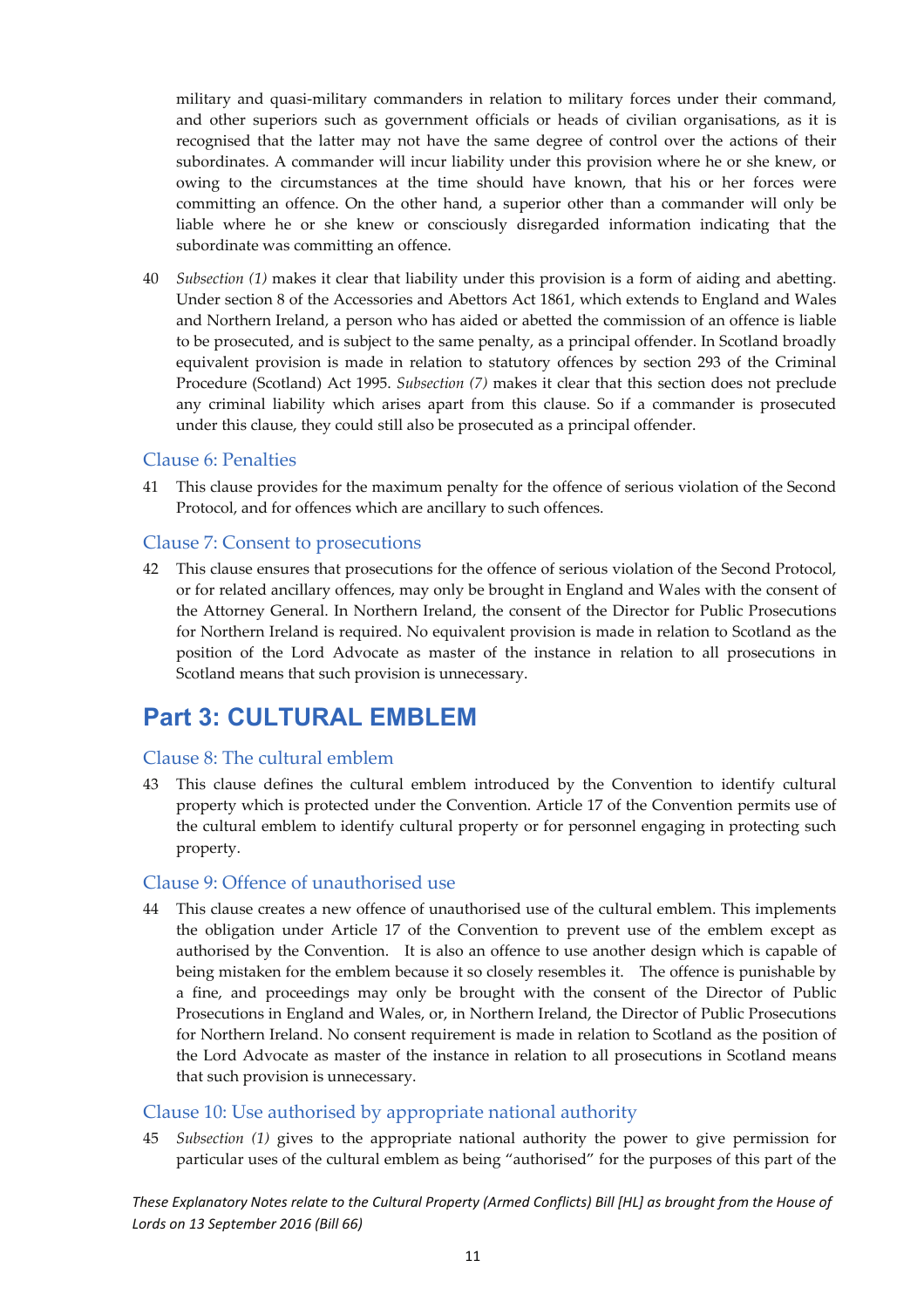military and quasi-military commanders in relation to military forces under their command, and other superiors such as government officials or heads of civilian organisations, as it is recognised that the latter may not have the same degree of control over the actions of their subordinates. A commander will incur liability under this provision where he or she knew, or owing to the circumstances at the time should have known, that his or her forces were committing an offence. On the other hand, a superior other than a commander will only be liable where he or she knew or consciously disregarded information indicating that the subordinate was committing an offence.

40 *Subsection (1)* makes it clear that liability under this provision is a form of aiding and abetting. Under section 8 of the Accessories and Abettors Act 1861, which extends to England and Wales and Northern Ireland, a person who has aided or abetted the commission of an offence is liable to be prosecuted, and is subject to the same penalty, as a principal offender. In Scotland broadly equivalent provision is made in relation to statutory offences by section 293 of the Criminal Procedure (Scotland) Act 1995. *Subsection (7)* makes it clear that this section does not preclude any criminal liability which arises apart from this clause. So if a commander is prosecuted under this clause, they could still also be prosecuted as a principal offender.

### Clause 6: Penalties

41 This clause provides for the maximum penalty for the offence of serious violation of the Second Protocol, and for offences which are ancillary to such offences.

### Clause 7: Consent to prosecutions

42 This clause ensures that prosecutions for the offence of serious violation of the Second Protocol, or for related ancillary offences, may only be brought in England and Wales with the consent of the Attorney General. In Northern Ireland, the consent of the Director for Public Prosecutions for Northern Ireland is required. No equivalent provision is made in relation to Scotland as the position of the Lord Advocate as master of the instance in relation to all prosecutions in Scotland means that such provision is unnecessary.

## Part 3: CULTURAL EMBLEM

### Clause 8: The cultural emblem

43 This clause defines the cultural emblem introduced by the Convention to identify cultural property which is protected under the Convention. Article 17 of the Convention permits use of the cultural emblem to identify cultural property or for personnel engaging in protecting such property.

### Clause 9: Offence of unauthorised use

44 This clause creates a new offence of unauthorised use of the cultural emblem. This implements the obligation under Article 17 of the Convention to prevent use of the emblem except as authorised by the Convention. It is also an offence to use another design which is capable of being mistaken for the emblem because it so closely resembles it. The offence is punishable by a fine, and proceedings may only be brought with the consent of the Director of Public Prosecutions in England and Wales, or, in Northern Ireland, the Director of Public Prosecutions for Northern Ireland. No consent requirement is made in relation to Scotland as the position of the Lord Advocate as master of the instance in relation to all prosecutions in Scotland means that such provision is unnecessary.

### Clause 10: Use authorised by appropriate national authority

45 *Subsection (1)* gives to the appropriate national authority the power to give permission for particular uses of the cultural emblem as being "authorised" for the purposes of this part of the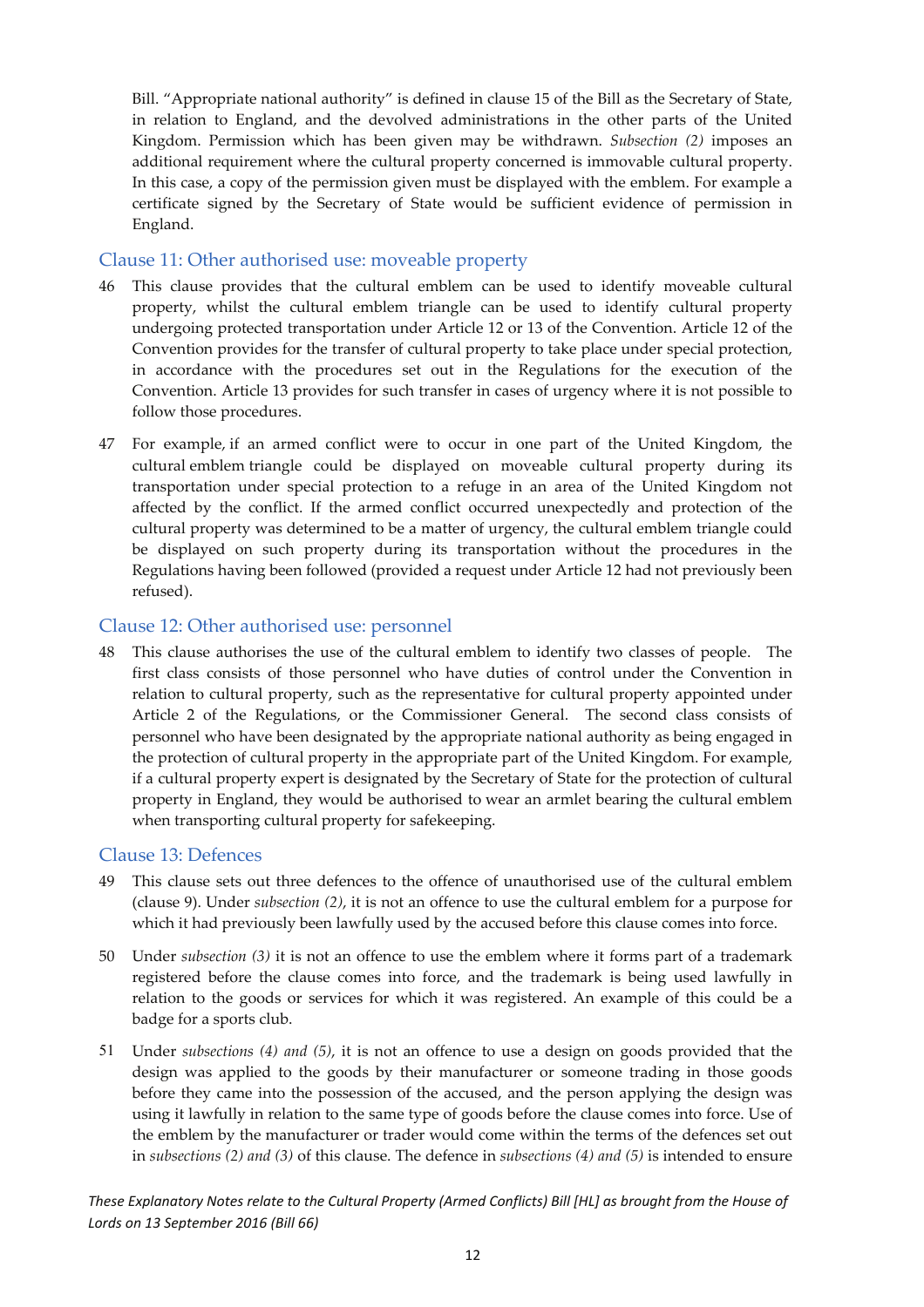Bill. "Appropriate national authority" is defined in clause 15 of the Bill as the Secretary of State, in relation to England, and the devolved administrations in the other parts of the United Kingdom. Permission which has been given may be withdrawn. *Subsection (2)* imposes an additional requirement where the cultural property concerned is immovable cultural property. In this case, a copy of the permission given must be displayed with the emblem. For example a certificate signed by the Secretary of State would be sufficient evidence of permission in England.

### Clause 11: Other authorised use: moveable property

46 This clause provides that the cultural emblem can be used to identify moveable cultural property, whilst the cultural emblem triangle can be used to identify cultural property undergoing protected transportation under Article 12 or 13 of the Convention. Article 12 of the Convention provides for the transfer of cultural property to take place under special protection, in accordance with the procedures set out in the Regulations for the execution of the Convention. Article 13 provides for such transfer in cases of urgency where it is not possible to follow those procedures.

47 For example, if an armed conflict were to occur in one part of the United Kingdom, the cultural emblem triangle could be displayed on moveable cultural property during its transportation under special protection to a refuge in an area of the United Kingdom not affected by the conflict. If the armed conflict occurred unexpectedly and protection of the cultural property was determined to be a matter of urgency, the cultural emblem triangle could be displayed on such property during its transportation without the procedures in the Regulations having been followed (provided a request under Article 12 had not previously been refused).

### Clause 12: Other authorised use: personnel

48 This clause authorises the use of the cultural emblem to identify two classes of people. The first class consists of those personnel who have duties of control under the Convention in relation to cultural property, such as the representative for cultural property appointed under Article 2 of the Regulations, or the Commissioner General. The second class consists of personnel who have been designated by the appropriate national authority as being engaged in the protection of cultural property in the appropriate part of the United Kingdom. For example, if a cultural property expert is designated by the Secretary of State for the protection of cultural property in England, they would be authorised to wear an armlet bearing the cultural emblem when transporting cultural property for safekeeping.

### Clause 13: Defences

49 This clause sets out three defences to the offence of unauthorised use of the cultural emblem (clause 9). Under *subsection (2)*, it is not an offence to use the cultural emblem for a purpose for which it had previously been lawfully used by the accused before this clause comes into force.

50 Under *subsection (3)* it is not an offence to use the emblem where it forms part of a trademark registered before the clause comes into force, and the trademark is being used lawfully in relation to the goods or services for which it was registered. An example of this could be a badge for a sports club.

51 Under *subsections (4) and (5)*, it is not an offence to use a design on goods provided that the design was applied to the goods by their manufacturer or someone trading in those goods before they came into the possession of the accused, and the person applying the design was using it lawfully in relation to the same type of goods before the clause comes into force. Use of the emblem by the manufacturer or trader would come within the terms of the defences set out in *subsections (2) and (3)* of this clause. The defence in *subsections (4) and (5)* is intended to ensure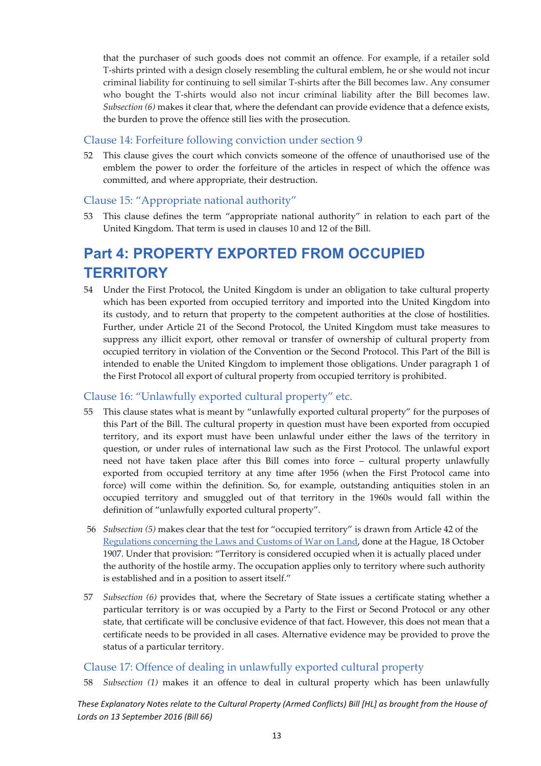that the purchaser of such goods does not commit an offence. For example, if a retailer sold T-shirts printed with a design closely resembling the cultural emblem, he or she would not incur criminal liability for continuing to sell similar T-shirts after the Bill becomes law. Any consumer who bought the T-shirts would also not incur criminal liability after the Bill becomes law. *Subsection (6)* makes it clear that, where the defendant can provide evidence that a defence exists, the burden to prove the offence still lies with the prosecution.

### Clause 14: Forfeiture following conviction under section 9

52 This clause gives the court which convicts someone of the offence of unauthorised use of the emblem the power to order the forfeiture of the articles in respect of which the offence was committed, and where appropriate, their destruction.

### Clause 15: "Appropriate national authority"

53 This clause defines the term "appropriate national authority" in relation to each part of the United Kingdom. That term is used in clauses 10 and 12 of the Bill.

## Part 4: PROPERTY EXPORTED FROM OCCUPIED TERRITORY

54 Under the First Protocol, the United Kingdom is under an obligation to take cultural property which has been exported from occupied territory and imported into the United Kingdom into its custody, and to return that property to the competent authorities at the close of hostilities. Further, under Article 21 of the Second Protocol, the United Kingdom must take measures to suppress any illicit export, other removal or transfer of ownership of cultural property from occupied territory in violation of the Convention or the Second Protocol. This Part of the Bill is intended to enable the United Kingdom to implement those obligations. Under paragraph 1 of the First Protocol all export of cultural property from occupied territory is prohibited.

### Clause 16: "Unlawfully exported cultural property" etc.

55 This clause states what is meant by "unlawfully exported cultural property" for the purposes of this Part of the Bill. The cultural property in question must have been exported from occupied territory, and its export must have been unlawful under either the laws of the territory in question, or under rules of international law such as the First Protocol. The unlawful export need not have taken place after this Bill comes into force – cultural property unlawfully exported from occupied territory at any time after 1956 (when the First Protocol came into force) will come within the definition. So, for example, outstanding antiquities stolen in an occupied territory and smuggled out of that territory in the 1960s would fall within the definition of "unlawfully exported cultural property".

56 *Subsection (5)* makes clear that the test for "occupied territory" is drawn from Article 42 of the Regulations concerning the Laws and Customs of War on Land, done at the Hague, 18 October 1907. Under that provision: "Territory is considered occupied when it is actually placed under the authority of the hostile army. The occupation applies only to territory where such authority is established and in a position to assert itself."

57 *Subsection (6)* provides that, where the Secretary of State issues a certificate stating whether a particular territory is or was occupied by a Party to the First or Second Protocol or any other state, that certificate will be conclusive evidence of that fact. However, this does not mean that a certificate needs to be provided in all cases. Alternative evidence may be provided to prove the status of a particular territory.

### Clause 17: Offence of dealing in unlawfully exported cultural property

58 *Subsection (1)* makes it an offence to deal in cultural property which has been unlawfully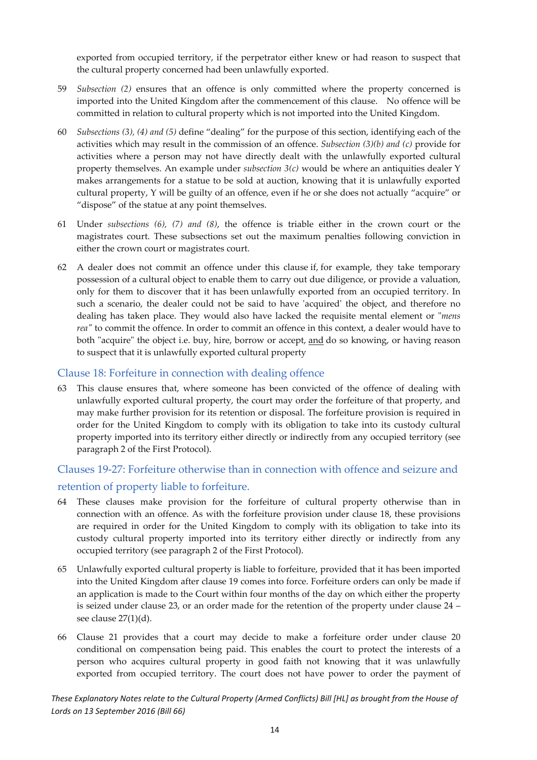exported from occupied territory, if the perpetrator either knew or had reason to suspect that the cultural property concerned had been unlawfully exported.

59 *Subsection (2)* ensures that an offence is only committed where the property concerned is imported into the United Kingdom after the commencement of this clause. No offence will be committed in relation to cultural property which is not imported into the United Kingdom.

60 *Subsections (3), (4) and (5)* define "dealing" for the purpose of this section, identifying each of the activities which may result in the commission of an offence. *Subsection (3)(b) and (c)* provide for activities where a person may not have directly dealt with the unlawfully exported cultural property themselves. An example under *subsection 3(c)* would be where an antiquities dealer Y makes arrangements for a statue to be sold at auction, knowing that it is unlawfully exported cultural property, Y will be guilty of an offence, even if he or she does not actually "acquire" or "dispose" of the statue at any point themselves.

61 Under *subsections (6), (7) and (8)*, the offence is triable either in the crown court or the magistrates court. These subsections set out the maximum penalties following conviction in either the crown court or magistrates court.

62 A dealer does not commit an offence under this clause if, for example, they take temporary possession of a cultural object to enable them to carry out due diligence, or provide a valuation, only for them to discover that it has been unlawfully exported from an occupied territory. In such a scenario, the dealer could not be said to have 'acquired' the object, and therefore no dealing has taken place. They would also have lacked the requisite mental element or "*mens rea"* to commit the offence. In order to commit an offence in this context, a dealer would have to both "acquire" the object i.e. buy, hire, borrow or accept, <u>and</u> do so knowing, or having reason to suspect that it is unlawfully exported cultural property

## Clause 18: Forfeiture in connection with dealing offence

63 This clause ensures that, where someone has been convicted of the offence of dealing with unlawfully exported cultural property, the court may order the forfeiture of that property, and may make further provision for its retention or disposal. The forfeiture provision is required in order for the United Kingdom to comply with its obligation to take into its custody cultural property imported into its territory either directly or indirectly from any occupied territory (see paragraph 2 of the First Protocol).

## Clauses 19-27: Forfeiture otherwise than in connection with offence and seizure and retention of property liable to forfeiture.

64 These clauses make provision for the forfeiture of cultural property otherwise than in connection with an offence. As with the forfeiture provision under clause 18, these provisions are required in order for the United Kingdom to comply with its obligation to take into its custody cultural property imported into its territory either directly or indirectly from any occupied territory (see paragraph 2 of the First Protocol).

65 Unlawfully exported cultural property is liable to forfeiture, provided that it has been imported into the United Kingdom after clause 19 comes into force. Forfeiture orders can only be made if an application is made to the Court within four months of the day on which either the property is seized under clause 23, or an order made for the retention of the property under clause 24 – see clause 27(1)(d).

66 Clause 21 provides that a court may decide to make a forfeiture order under clause 20 conditional on compensation being paid. This enables the court to protect the interests of a person who acquires cultural property in good faith not knowing that it was unlawfully exported from occupied territory. The court does not have power to order the payment of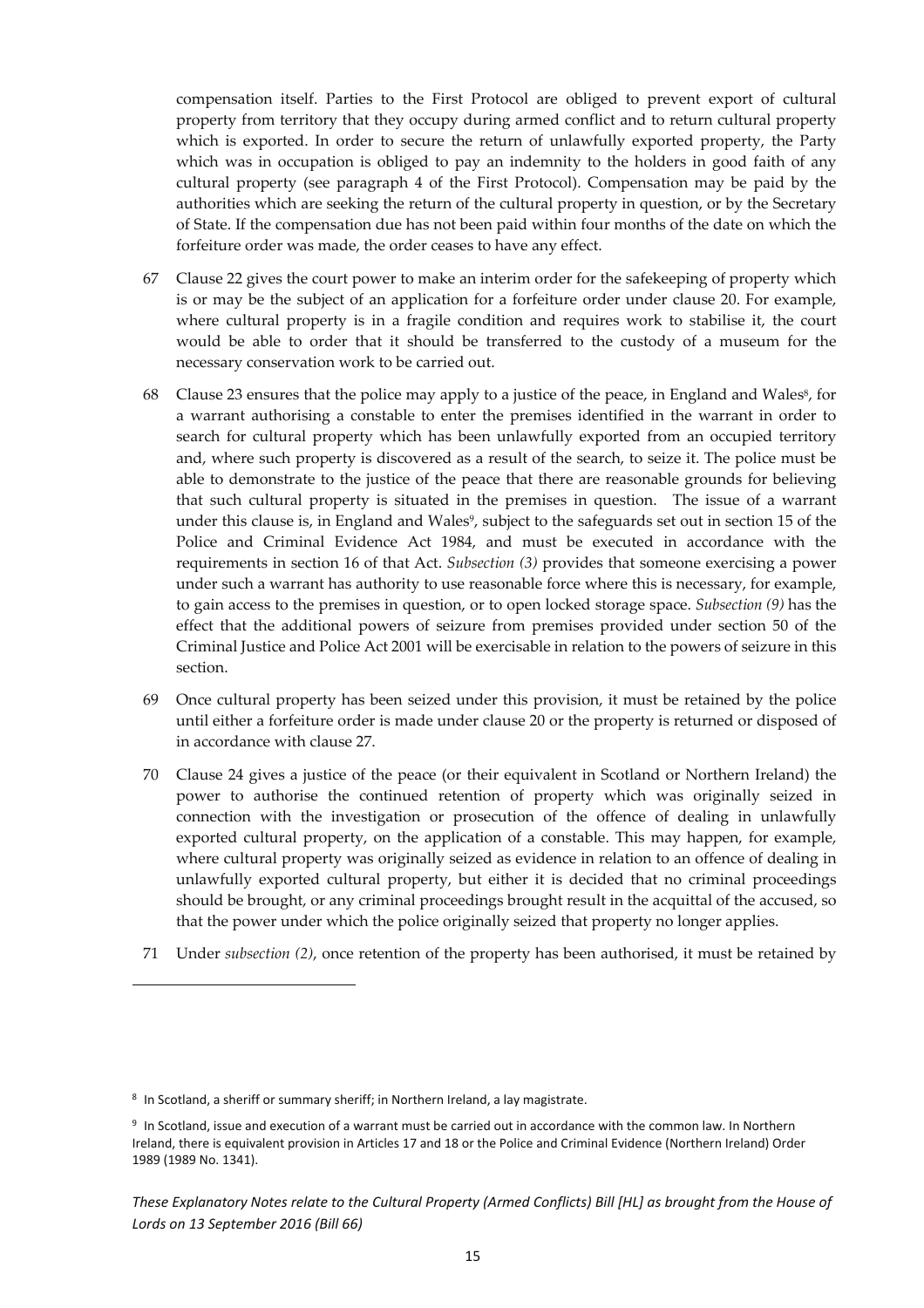compensation itself. Parties to the First Protocol are obliged to prevent export of cultural property from territory that they occupy during armed conflict and to return cultural property which is exported. In order to secure the return of unlawfully exported property, the Party which was in occupation is obliged to pay an indemnity to the holders in good faith of any cultural property (see paragraph 4 of the First Protocol). Compensation may be paid by the authorities which are seeking the return of the cultural property in question, or by the Secretary of State. If the compensation due has not been paid within four months of the date on which the forfeiture order was made, the order ceases to have any effect.

67 Clause 22 gives the court power to make an interim order for the safekeeping of property which is or may be the subject of an application for a forfeiture order under clause 20. For example, where cultural property is in a fragile condition and requires work to stabilise it, the court would be able to order that it should be transferred to the custody of a museum for the necessary conservation work to be carried out.

68 Clause 23 ensures that the police may apply to a justice of the peace, in England and Wales[8], for a warrant authorising a constable to enter the premises identified in the warrant in order to search for cultural property which has been unlawfully exported from an occupied territory and, where such property is discovered as a result of the search, to seize it. The police must be able to demonstrate to the justice of the peace that there are reasonable grounds for believing that such cultural property is situated in the premises in question. The issue of a warrant under this clause is, in England and Wales[9], subject to the safeguards set out in section 15 of the Police and Criminal Evidence Act 1984, and must be executed in accordance with the requirements in section 16 of that Act. *Subsection (3)* provides that someone exercising a power under such a warrant has authority to use reasonable force where this is necessary, for example, to gain access to the premises in question, or to open locked storage space. *Subsection (9)* has the effect that the additional powers of seizure from premises provided under section 50 of the Criminal Justice and Police Act 2001 will be exercisable in relation to the powers of seizure in this section.

69 Once cultural property has been seized under this provision, it must be retained by the police until either a forfeiture order is made under clause 20 or the property is returned or disposed of in accordance with clause 27.

70 Clause 24 gives a justice of the peace (or their equivalent in Scotland or Northern Ireland) the power to authorise the continued retention of property which was originally seized in connection with the investigation or prosecution of the offence of dealing in unlawfully exported cultural property, on the application of a constable. This may happen, for example, where cultural property was originally seized as evidence in relation to an offence of dealing in unlawfully exported cultural property, but either it is decided that no criminal proceedings should be brought, or any criminal proceedings brought result in the acquittal of the accused, so that the power under which the police originally seized that property no longer applies.

71 Under *subsection (2)*, once retention of the property has been authorised, it must be retained by

---

[8] In Scotland, a sheriff or summary sheriff; in Northern Ireland, a lay magistrate.

[9] In Scotland, issue and execution of a warrant must be carried out in accordance with the common law. In Northern Ireland, there is equivalent provision in Articles 17 and 18 or the Police and Criminal Evidence (Northern Ireland) Order 1989 (1989 No. 1341).

*These Explanatory Notes relate to the Cultural Property (Armed Conflicts) Bill [HL] as brought from the House of Lords on 13 September 2016 (Bill 66)*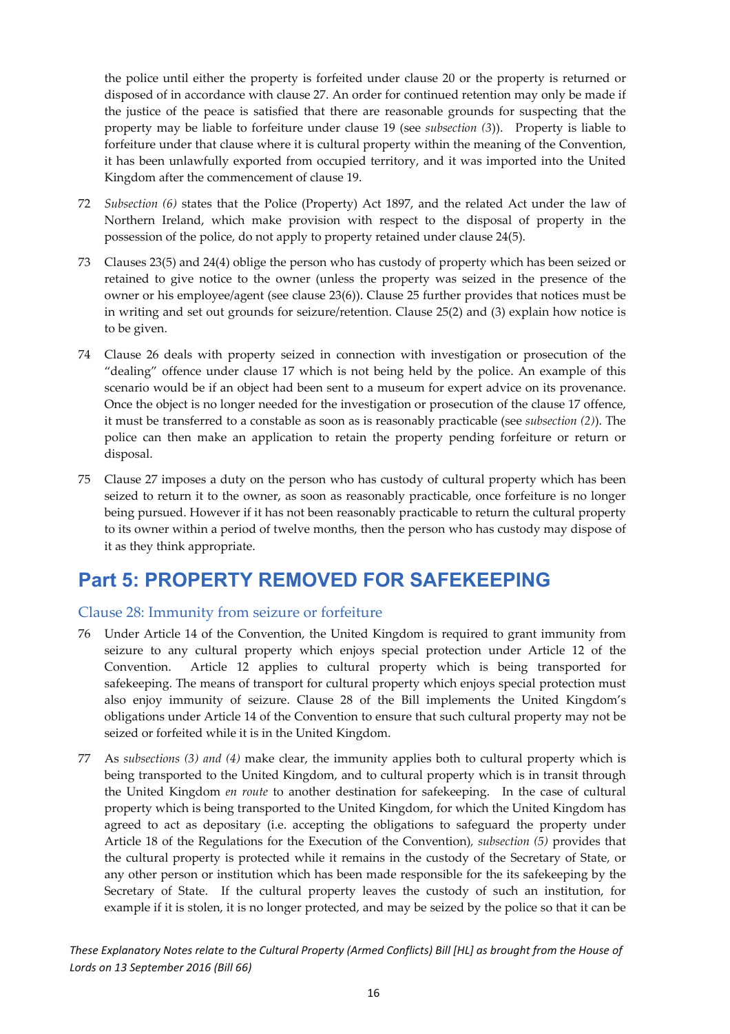the police until either the property is forfeited under clause 20 or the property is returned or disposed of in accordance with clause 27. An order for continued retention may only be made if the justice of the peace is satisfied that there are reasonable grounds for suspecting that the property may be liable to forfeiture under clause 19 (see *subsection (3)*). Property is liable to forfeiture under that clause where it is cultural property within the meaning of the Convention, it has been unlawfully exported from occupied territory, and it was imported into the United Kingdom after the commencement of clause 19.

72 *Subsection (6)* states that the Police (Property) Act 1897, and the related Act under the law of Northern Ireland, which make provision with respect to the disposal of property in the possession of the police, do not apply to property retained under clause 24(5).

73 Clauses 23(5) and 24(4) oblige the person who has custody of property which has been seized or retained to give notice to the owner (unless the property was seized in the presence of the owner or his employee/agent (see clause 23(6)). Clause 25 further provides that notices must be in writing and set out grounds for seizure/retention. Clause 25(2) and (3) explain how notice is to be given.

74 Clause 26 deals with property seized in connection with investigation or prosecution of the "dealing" offence under clause 17 which is not being held by the police. An example of this scenario would be if an object had been sent to a museum for expert advice on its provenance. Once the object is no longer needed for the investigation or prosecution of the clause 17 offence, it must be transferred to a constable as soon as is reasonably practicable (see *subsection (2)*). The police can then make an application to retain the property pending forfeiture or return or disposal.

75 Clause 27 imposes a duty on the person who has custody of cultural property which has been seized to return it to the owner, as soon as reasonably practicable, once forfeiture is no longer being pursued. However if it has not been reasonably practicable to return the cultural property to its owner within a period of twelve months, then the person who has custody may dispose of it as they think appropriate.

# Part 5: PROPERTY REMOVED FOR SAFEKEEPING

## Clause 28: Immunity from seizure or forfeiture

76 Under Article 14 of the Convention, the United Kingdom is required to grant immunity from seizure to any cultural property which enjoys special protection under Article 12 of the Convention. Article 12 applies to cultural property which is being transported for safekeeping. The means of transport for cultural property which enjoys special protection must also enjoy immunity of seizure. Clause 28 of the Bill implements the United Kingdom's obligations under Article 14 of the Convention to ensure that such cultural property may not be seized or forfeited while it is in the United Kingdom.

77 As *subsections (3) and (4)* make clear, the immunity applies both to cultural property which is being transported to the United Kingdom, and to cultural property which is in transit through the United Kingdom *en route* to another destination for safekeeping. In the case of cultural property which is being transported to the United Kingdom, for which the United Kingdom has agreed to act as depositary (i.e. accepting the obligations to safeguard the property under Article 18 of the Regulations for the Execution of the Convention), *subsection (5)* provides that the cultural property is protected while it remains in the custody of the Secretary of State, or any other person or institution which has been made responsible for the its safekeeping by the Secretary of State. If the cultural property leaves the custody of such an institution, for example if it is stolen, it is no longer protected, and may be seized by the police so that it can be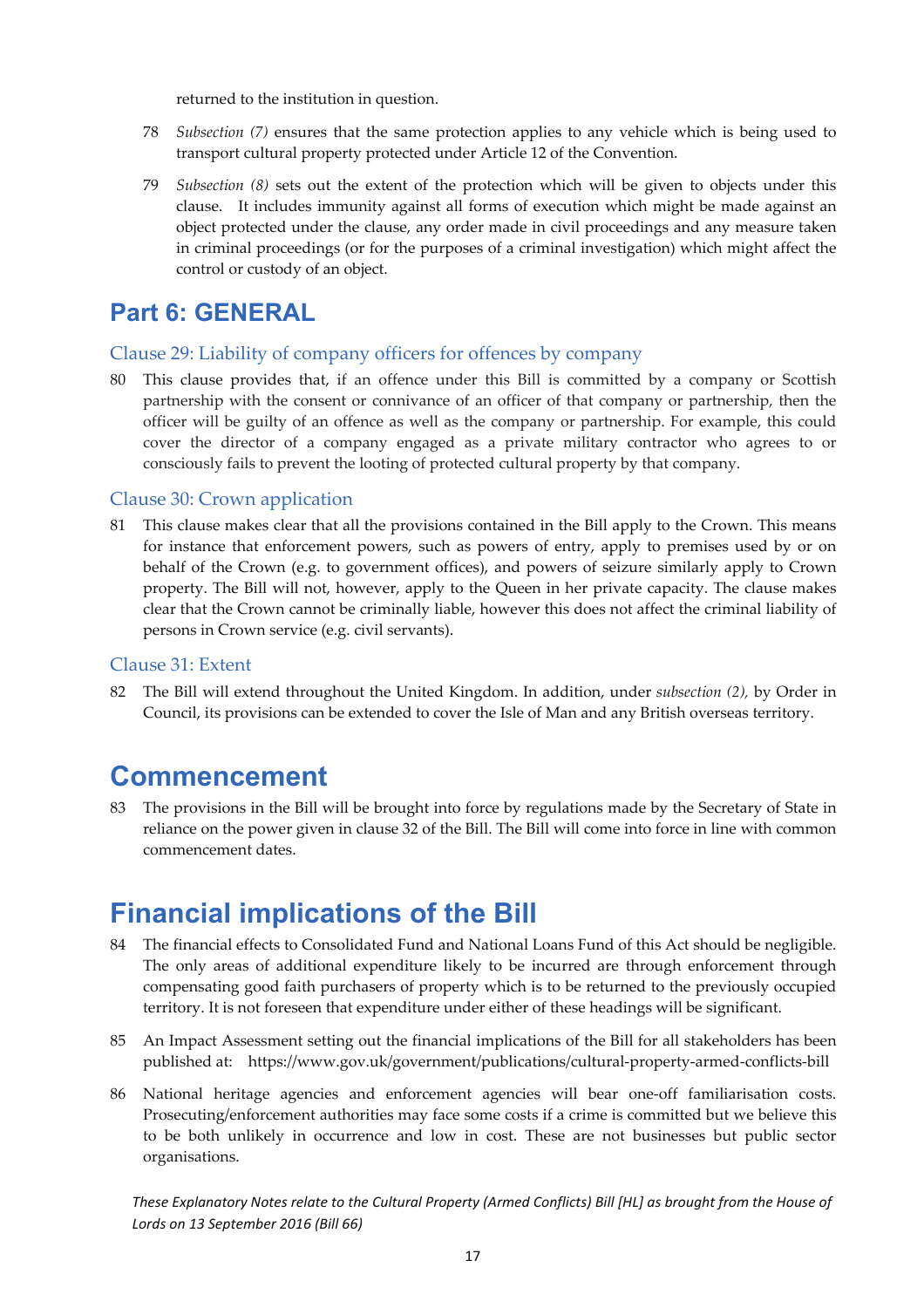returned to the institution in question.

78 *Subsection (7)* ensures that the same protection applies to any vehicle which is being used to transport cultural property protected under Article 12 of the Convention.

79 *Subsection (8)* sets out the extent of the protection which will be given to objects under this clause. It includes immunity against all forms of execution which might be made against an object protected under the clause, any order made in civil proceedings and any measure taken in criminal proceedings (or for the purposes of a criminal investigation) which might affect the control or custody of an object.

# Part 6: GENERAL

### Clause 29: Liability of company officers for offences by company

80 This clause provides that, if an offence under this Bill is committed by a company or Scottish partnership with the consent or connivance of an officer of that company or partnership, then the officer will be guilty of an offence as well as the company or partnership. For example, this could cover the director of a company engaged as a private military contractor who agrees to or consciously fails to prevent the looting of protected cultural property by that company.

### Clause 30: Crown application

81 This clause makes clear that all the provisions contained in the Bill apply to the Crown. This means for instance that enforcement powers, such as powers of entry, apply to premises used by or on behalf of the Crown (e.g. to government offices), and powers of seizure similarly apply to Crown property. The Bill will not, however, apply to the Queen in her private capacity. The clause makes clear that the Crown cannot be criminally liable, however this does not affect the criminal liability of persons in Crown service (e.g. civil servants).

### Clause 31: Extent

82 The Bill will extend throughout the United Kingdom. In addition, under *subsection (2),* by Order in Council, its provisions can be extended to cover the Isle of Man and any British overseas territory.

# Commencement

83 The provisions in the Bill will be brought into force by regulations made by the Secretary of State in reliance on the power given in clause 32 of the Bill. The Bill will come into force in line with common commencement dates.

# Financial implications of the Bill

84 The financial effects to Consolidated Fund and National Loans Fund of this Act should be negligible. The only areas of additional expenditure likely to be incurred are through enforcement through compensating good faith purchasers of property which is to be returned to the previously occupied territory. It is not foreseen that expenditure under either of these headings will be significant.

85 An Impact Assessment setting out the financial implications of the Bill for all stakeholders has been published at: https://www.gov.uk/government/publications/cultural-property-armed-conflicts-bill

86 National heritage agencies and enforcement agencies will bear one-off familiarisation costs. Prosecuting/enforcement authorities may face some costs if a crime is committed but we believe this to be both unlikely in occurrence and low in cost. These are not businesses but public sector organisations.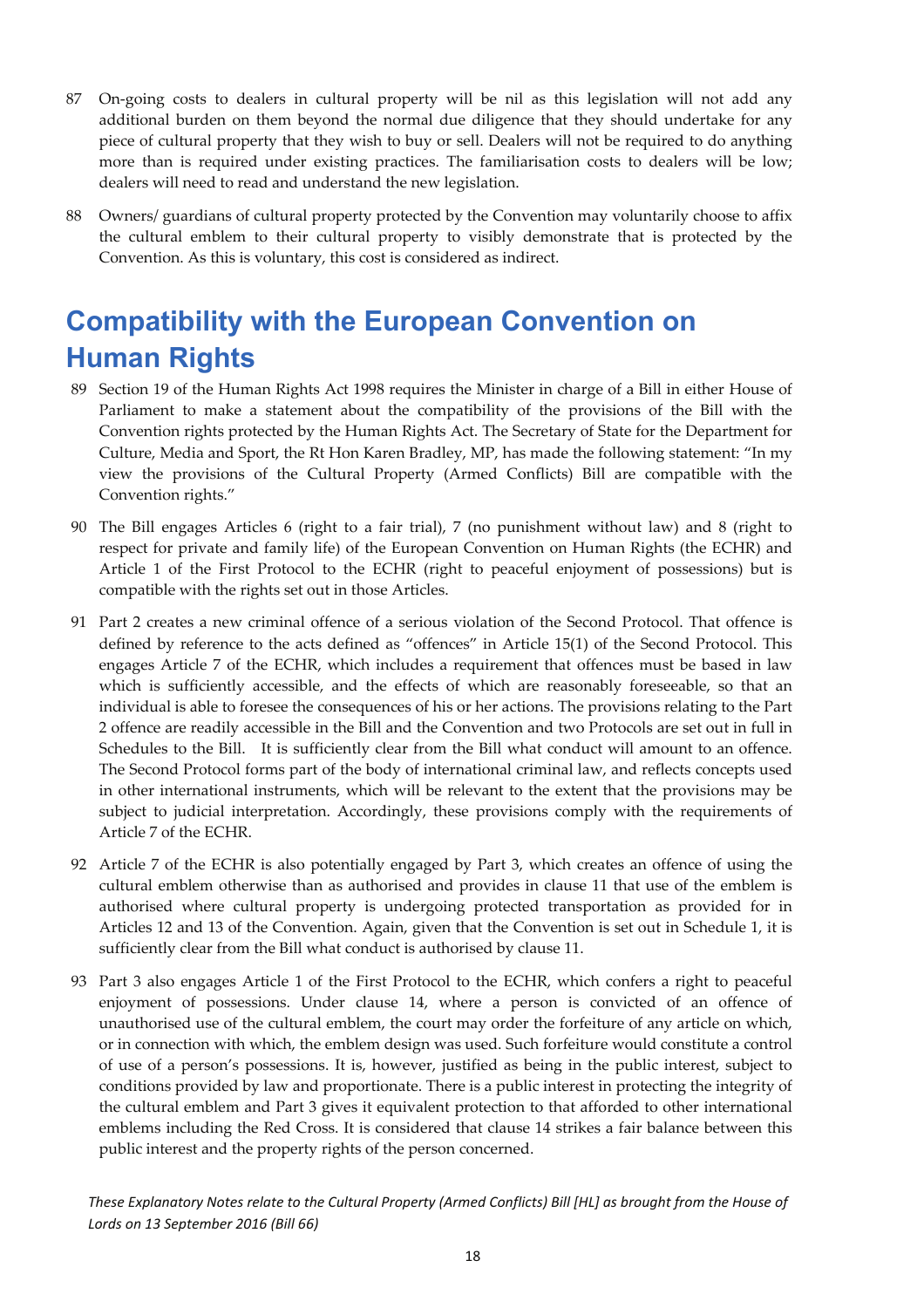87 On-going costs to dealers in cultural property will be nil as this legislation will not add any additional burden on them beyond the normal due diligence that they should undertake for any piece of cultural property that they wish to buy or sell. Dealers will not be required to do anything more than is required under existing practices. The familiarisation costs to dealers will be low; dealers will need to read and understand the new legislation.

88 Owners/ guardians of cultural property protected by the Convention may voluntarily choose to affix the cultural emblem to their cultural property to visibly demonstrate that is protected by the Convention. As this is voluntary, this cost is considered as indirect.

# Compatibility with the European Convention on Human Rights

89 Section 19 of the Human Rights Act 1998 requires the Minister in charge of a Bill in either House of Parliament to make a statement about the compatibility of the provisions of the Bill with the Convention rights protected by the Human Rights Act. The Secretary of State for the Department for Culture, Media and Sport, the Rt Hon Karen Bradley, MP, has made the following statement: "In my view the provisions of the Cultural Property (Armed Conflicts) Bill are compatible with the Convention rights."

90 The Bill engages Articles 6 (right to a fair trial), 7 (no punishment without law) and 8 (right to respect for private and family life) of the European Convention on Human Rights (the ECHR) and Article 1 of the First Protocol to the ECHR (right to peaceful enjoyment of possessions) but is compatible with the rights set out in those Articles.

91 Part 2 creates a new criminal offence of a serious violation of the Second Protocol. That offence is defined by reference to the acts defined as "offences" in Article 15(1) of the Second Protocol. This engages Article 7 of the ECHR, which includes a requirement that offences must be based in law which is sufficiently accessible, and the effects of which are reasonably foreseeable, so that an individual is able to foresee the consequences of his or her actions. The provisions relating to the Part 2 offence are readily accessible in the Bill and the Convention and two Protocols are set out in full in Schedules to the Bill. It is sufficiently clear from the Bill what conduct will amount to an offence. The Second Protocol forms part of the body of international criminal law, and reflects concepts used in other international instruments, which will be relevant to the extent that the provisions may be subject to judicial interpretation. Accordingly, these provisions comply with the requirements of Article 7 of the ECHR.

92 Article 7 of the ECHR is also potentially engaged by Part 3, which creates an offence of using the cultural emblem otherwise than as authorised and provides in clause 11 that use of the emblem is authorised where cultural property is undergoing protected transportation as provided for in Articles 12 and 13 of the Convention. Again, given that the Convention is set out in Schedule 1, it is sufficiently clear from the Bill what conduct is authorised by clause 11.

93 Part 3 also engages Article 1 of the First Protocol to the ECHR, which confers a right to peaceful enjoyment of possessions. Under clause 14, where a person is convicted of an offence of unauthorised use of the cultural emblem, the court may order the forfeiture of any article on which, or in connection with which, the emblem design was used. Such forfeiture would constitute a control of use of a person's possessions. It is, however, justified as being in the public interest, subject to conditions provided by law and proportionate. There is a public interest in protecting the integrity of the cultural emblem and Part 3 gives it equivalent protection to that afforded to other international emblems including the Red Cross. It is considered that clause 14 strikes a fair balance between this public interest and the property rights of the person concerned.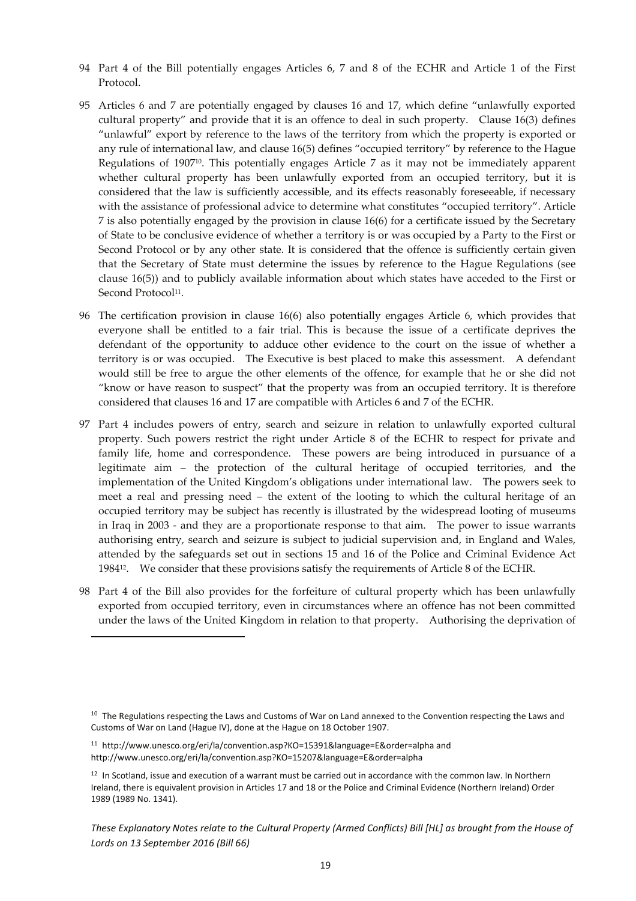94 Part 4 of the Bill potentially engages Articles 6, 7 and 8 of the ECHR and Article 1 of the First Protocol.

95 Articles 6 and 7 are potentially engaged by clauses 16 and 17, which define "unlawfully exported cultural property" and provide that it is an offence to deal in such property. Clause 16(3) defines "unlawful" export by reference to the laws of the territory from which the property is exported or any rule of international law, and clause 16(5) defines "occupied territory" by reference to the Hague Regulations of 1907[10]. This potentially engages Article 7 as it may not be immediately apparent whether cultural property has been unlawfully exported from an occupied territory, but it is considered that the law is sufficiently accessible, and its effects reasonably foreseeable, if necessary with the assistance of professional advice to determine what constitutes "occupied territory". Article 7 is also potentially engaged by the provision in clause 16(6) for a certificate issued by the Secretary of State to be conclusive evidence of whether a territory is or was occupied by a Party to the First or Second Protocol or by any other state. It is considered that the offence is sufficiently certain given that the Secretary of State must determine the issues by reference to the Hague Regulations (see clause 16(5)) and to publicly available information about which states have acceded to the First or Second Protocol[11].

96 The certification provision in clause 16(6) also potentially engages Article 6, which provides that everyone shall be entitled to a fair trial. This is because the issue of a certificate deprives the defendant of the opportunity to adduce other evidence to the court on the issue of whether a territory is or was occupied. The Executive is best placed to make this assessment. A defendant would still be free to argue the other elements of the offence, for example that he or she did not "know or have reason to suspect" that the property was from an occupied territory. It is therefore considered that clauses 16 and 17 are compatible with Articles 6 and 7 of the ECHR.

97 Part 4 includes powers of entry, search and seizure in relation to unlawfully exported cultural property. Such powers restrict the right under Article 8 of the ECHR to respect for private and family life, home and correspondence. These powers are being introduced in pursuance of a legitimate aim – the protection of the cultural heritage of occupied territories, and the implementation of the United Kingdom's obligations under international law. The powers seek to meet a real and pressing need – the extent of the looting to which the cultural heritage of an occupied territory may be subject has recently is illustrated by the widespread looting of museums in Iraq in 2003 - and they are a proportionate response to that aim. The power to issue warrants authorising entry, search and seizure is subject to judicial supervision and, in England and Wales, attended by the safeguards set out in sections 15 and 16 of the Police and Criminal Evidence Act 1984[12]. We consider that these provisions satisfy the requirements of Article 8 of the ECHR.

98 Part 4 of the Bill also provides for the forfeiture of cultural property which has been unlawfully exported from occupied territory, even in circumstances where an offence has not been committed under the laws of the United Kingdom in relation to that property. Authorising the deprivation of

---

[10] The Regulations respecting the Laws and Customs of War on Land annexed to the Convention respecting the Laws and Customs of War on Land (Hague IV), done at the Hague on 18 October 1907.

[11] http://www.unesco.org/eri/la/convention.asp?KO=15391&language=E&order=alpha and http://www.unesco.org/eri/la/convention.asp?KO=15207&language=E&order=alpha

[12] In Scotland, issue and execution of a warrant must be carried out in accordance with the common law. In Northern Ireland, there is equivalent provision in Articles 17 and 18 or the Police and Criminal Evidence (Northern Ireland) Order 1989 (1989 No. 1341).

*These Explanatory Notes relate to the Cultural Property (Armed Conflicts) Bill [HL] as brought from the House of Lords on 13 September 2016 (Bill 66)*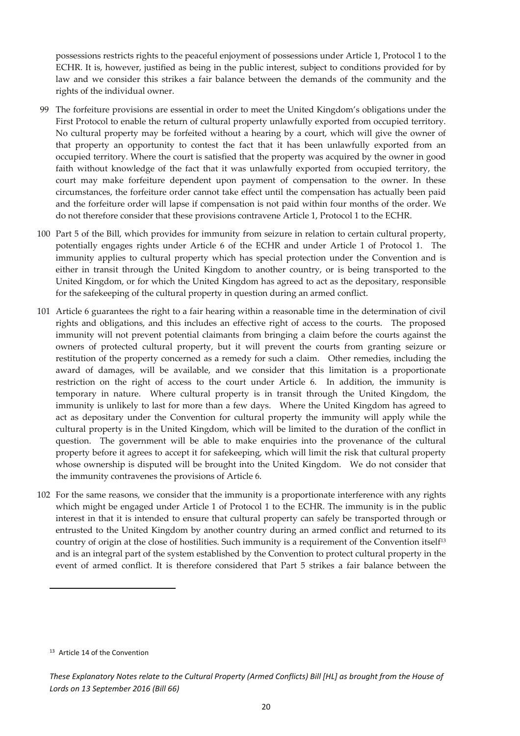possessions restricts rights to the peaceful enjoyment of possessions under Article 1, Protocol 1 to the ECHR. It is, however, justified as being in the public interest, subject to conditions provided for by law and we consider this strikes a fair balance between the demands of the community and the rights of the individual owner.

99 The forfeiture provisions are essential in order to meet the United Kingdom's obligations under the First Protocol to enable the return of cultural property unlawfully exported from occupied territory. No cultural property may be forfeited without a hearing by a court, which will give the owner of that property an opportunity to contest the fact that it has been unlawfully exported from an occupied territory. Where the court is satisfied that the property was acquired by the owner in good faith without knowledge of the fact that it was unlawfully exported from occupied territory, the court may make forfeiture dependent upon payment of compensation to the owner. In these circumstances, the forfeiture order cannot take effect until the compensation has actually been paid and the forfeiture order will lapse if compensation is not paid within four months of the order. We do not therefore consider that these provisions contravene Article 1, Protocol 1 to the ECHR.

100 Part 5 of the Bill, which provides for immunity from seizure in relation to certain cultural property, potentially engages rights under Article 6 of the ECHR and under Article 1 of Protocol 1. The immunity applies to cultural property which has special protection under the Convention and is either in transit through the United Kingdom to another country, or is being transported to the United Kingdom, or for which the United Kingdom has agreed to act as the depositary, responsible for the safekeeping of the cultural property in question during an armed conflict.

101 Article 6 guarantees the right to a fair hearing within a reasonable time in the determination of civil rights and obligations, and this includes an effective right of access to the courts. The proposed immunity will not prevent potential claimants from bringing a claim before the courts against the owners of protected cultural property, but it will prevent the courts from granting seizure or restitution of the property concerned as a remedy for such a claim. Other remedies, including the award of damages, will be available, and we consider that this limitation is a proportionate restriction on the right of access to the court under Article 6. In addition, the immunity is temporary in nature. Where cultural property is in transit through the United Kingdom, the immunity is unlikely to last for more than a few days. Where the United Kingdom has agreed to act as depositary under the Convention for cultural property the immunity will apply while the cultural property is in the United Kingdom, which will be limited to the duration of the conflict in question. The government will be able to make enquiries into the provenance of the cultural property before it agrees to accept it for safekeeping, which will limit the risk that cultural property whose ownership is disputed will be brought into the United Kingdom. We do not consider that the immunity contravenes the provisions of Article 6.

102 For the same reasons, we consider that the immunity is a proportionate interference with any rights which might be engaged under Article 1 of Protocol 1 to the ECHR. The immunity is in the public interest in that it is intended to ensure that cultural property can safely be transported through or entrusted to the United Kingdom by another country during an armed conflict and returned to its country of origin at the close of hostilities. Such immunity is a requirement of the Convention itself[13] and is an integral part of the system established by the Convention to protect cultural property in the event of armed conflict. It is therefore considered that Part 5 strikes a fair balance between the

[13] Article 14 of the Convention

*These Explanatory Notes relate to the Cultural Property (Armed Conflicts) Bill [HL] as brought from the House of Lords on 13 September 2016 (Bill 66)*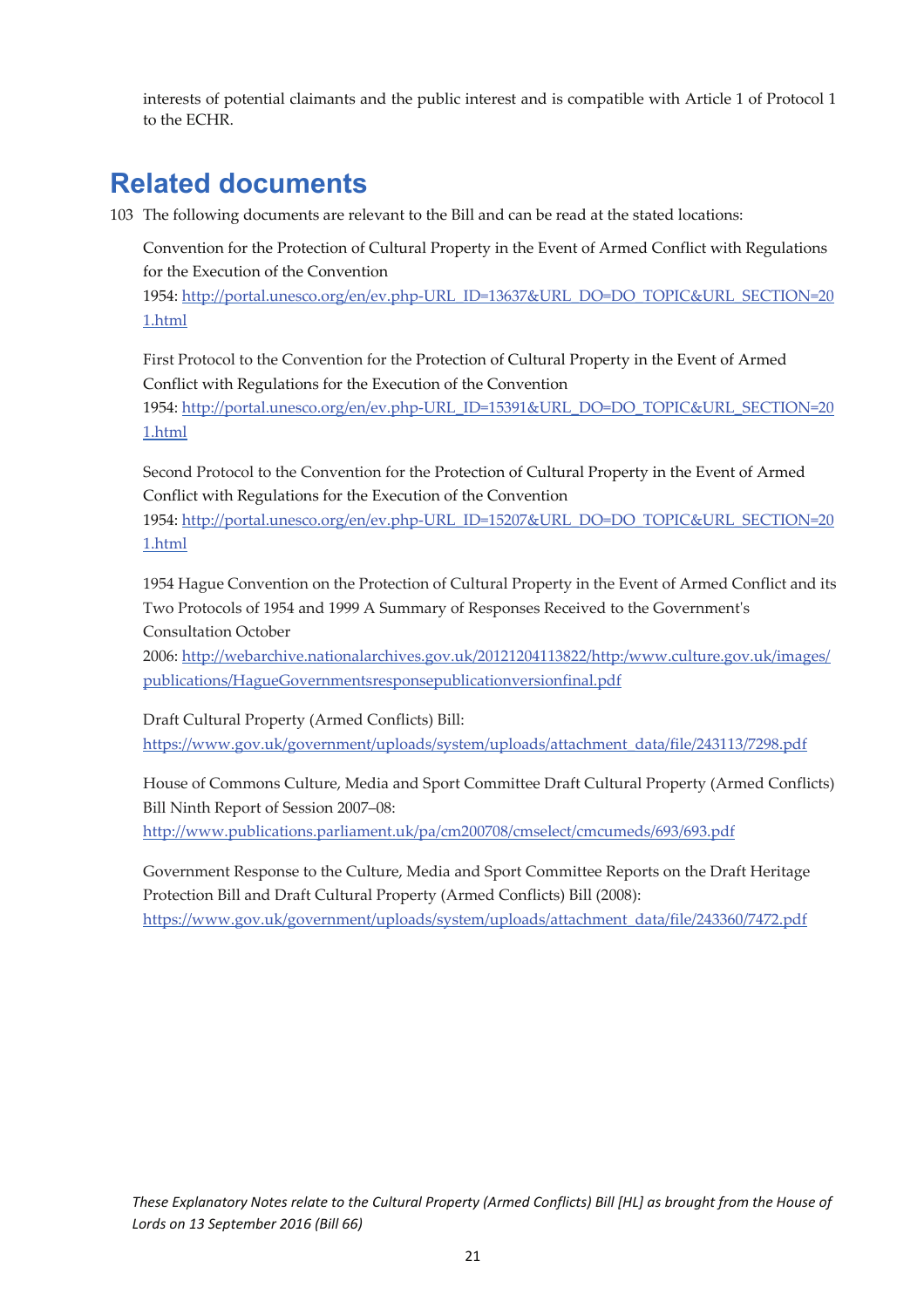interests of potential claimants and the public interest and is compatible with Article 1 of Protocol 1 to the ECHR.

# Related documents

103 The following documents are relevant to the Bill and can be read at the stated locations:

Convention for the Protection of Cultural Property in the Event of Armed Conflict with Regulations for the Execution of the Convention
1954: http://portal.unesco.org/en/ev.php-URL_ID=13637&URL_DO=DO_TOPIC&URL_SECTION=201.html

First Protocol to the Convention for the Protection of Cultural Property in the Event of Armed Conflict with Regulations for the Execution of the Convention
1954: http://portal.unesco.org/en/ev.php-URL_ID=15391&URL_DO=DO_TOPIC&URL_SECTION=201.html

Second Protocol to the Convention for the Protection of Cultural Property in the Event of Armed Conflict with Regulations for the Execution of the Convention
1954: http://portal.unesco.org/en/ev.php-URL_ID=15207&URL_DO=DO_TOPIC&URL_SECTION=201.html

1954 Hague Convention on the Protection of Cultural Property in the Event of Armed Conflict and its Two Protocols of 1954 and 1999 A Summary of Responses Received to the Government's Consultation October
2006: http://webarchive.nationalarchives.gov.uk/20121204113822/http:/www.culture.gov.uk/images/publications/HagueGovernmentsresponsepublicationversionfinal.pdf

Draft Cultural Property (Armed Conflicts) Bill:
https://www.gov.uk/government/uploads/system/uploads/attachment_data/file/243113/7298.pdf

House of Commons Culture, Media and Sport Committee Draft Cultural Property (Armed Conflicts) Bill Ninth Report of Session 2007–08:
http://www.publications.parliament.uk/pa/cm200708/cmselect/cmcumeds/693/693.pdf

Government Response to the Culture, Media and Sport Committee Reports on the Draft Heritage Protection Bill and Draft Cultural Property (Armed Conflicts) Bill (2008):
https://www.gov.uk/government/uploads/system/uploads/attachment_data/file/243360/7472.pdf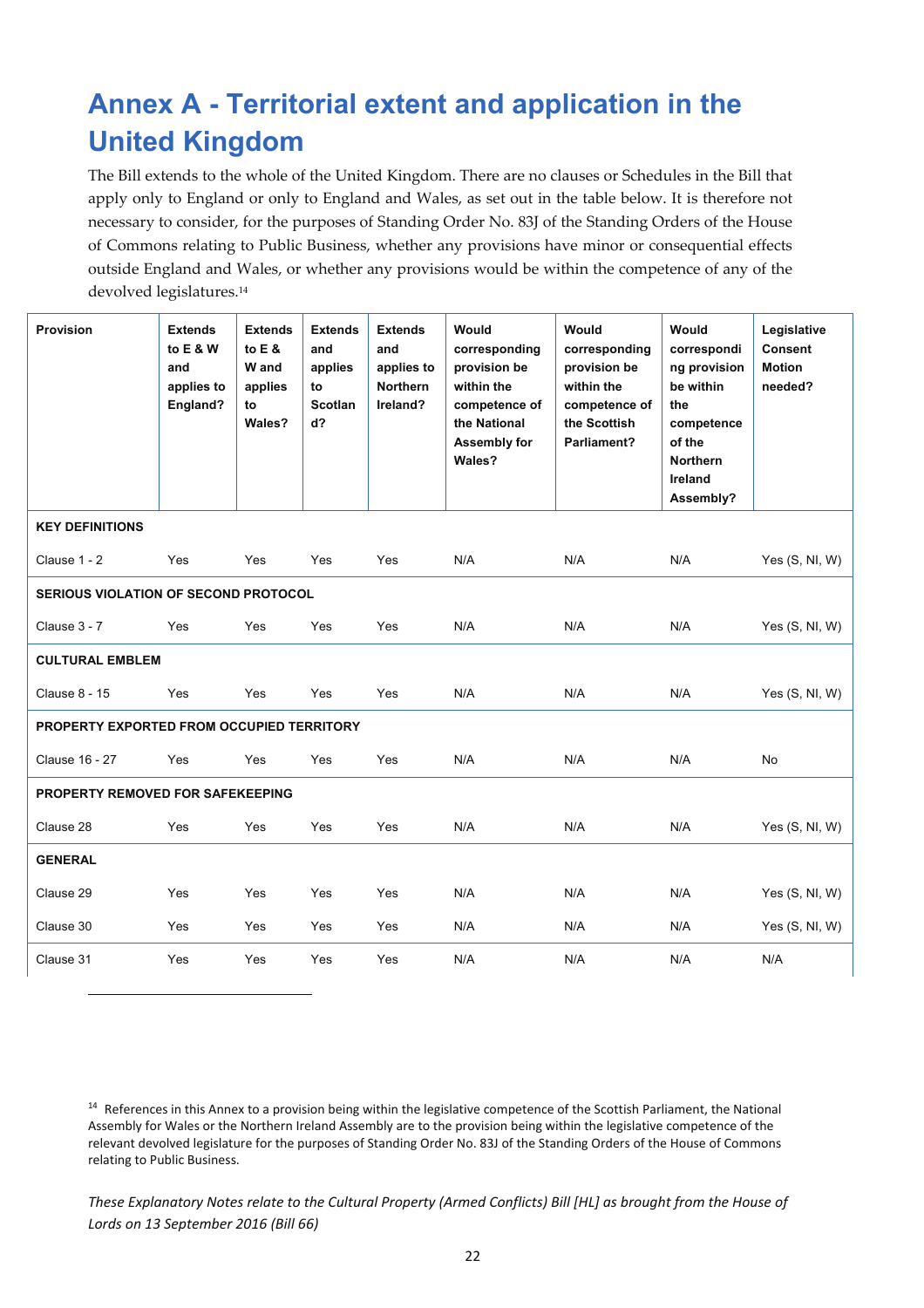# Annex A - Territorial extent and application in the United Kingdom

The Bill extends to the whole of the United Kingdom. There are no clauses or Schedules in the Bill that apply only to England or only to England and Wales, as set out in the table below. It is therefore not necessary to consider, for the purposes of Standing Order No. 83J of the Standing Orders of the House of Commons relating to Public Business, whether any provisions have minor or consequential effects outside England and Wales, or whether any provisions would be within the competence of any of the devolved legislatures.[14]

| Provision | Extends to E & W and applies to England? | Extends to E & W and applies to Wales? | Extends and applies to Scotland? | Extends and applies to Northern Ireland? | Would corresponding provision be within the competence of the National Assembly for Wales? | Would corresponding provision be within the competence of the Scottish Parliament? | Would corresponding provision be within the competence of the Northern Ireland Assembly? | Legislative Consent Motion needed? |
|---|---|---|---|---|---|---|---|---|
| **KEY DEFINITIONS** | | | | | | | | |
| Clause 1 - 2 | Yes | Yes | Yes | Yes | N/A | N/A | N/A | Yes (S, NI, W) |
| **SERIOUS VIOLATION OF SECOND PROTOCOL** | | | | | | | | |
| Clause 3 - 7 | Yes | Yes | Yes | Yes | N/A | N/A | N/A | Yes (S, NI, W) |
| **CULTURAL EMBLEM** | | | | | | | | |
| Clause 8 - 15 | Yes | Yes | Yes | Yes | N/A | N/A | N/A | Yes (S, NI, W) |
| **PROPERTY EXPORTED FROM OCCUPIED TERRITORY** | | | | | | | | |
| Clause 16 - 27 | Yes | Yes | Yes | Yes | N/A | N/A | N/A | No |
| **PROPERTY REMOVED FOR SAFEKEEPING** | | | | | | | | |
| Clause 28 | Yes | Yes | Yes | Yes | N/A | N/A | N/A | Yes (S, NI, W) |
| **GENERAL** | | | | | | | | |
| Clause 29 | Yes | Yes | Yes | Yes | N/A | N/A | N/A | Yes (S, NI, W) |
| Clause 30 | Yes | Yes | Yes | Yes | N/A | N/A | N/A | Yes (S, NI, W) |
| Clause 31 | Yes | Yes | Yes | Yes | N/A | N/A | N/A | N/A |

[14] References in this Annex to a provision being within the legislative competence of the Scottish Parliament, the National Assembly for Wales or the Northern Ireland Assembly are to the provision being within the legislative competence of the relevant devolved legislature for the purposes of Standing Order No. 83J of the Standing Orders of the House of Commons relating to Public Business.

*These Explanatory Notes relate to the Cultural Property (Armed Conflicts) Bill [HL] as brought from the House of Lords on 13 September 2016 (Bill 66)*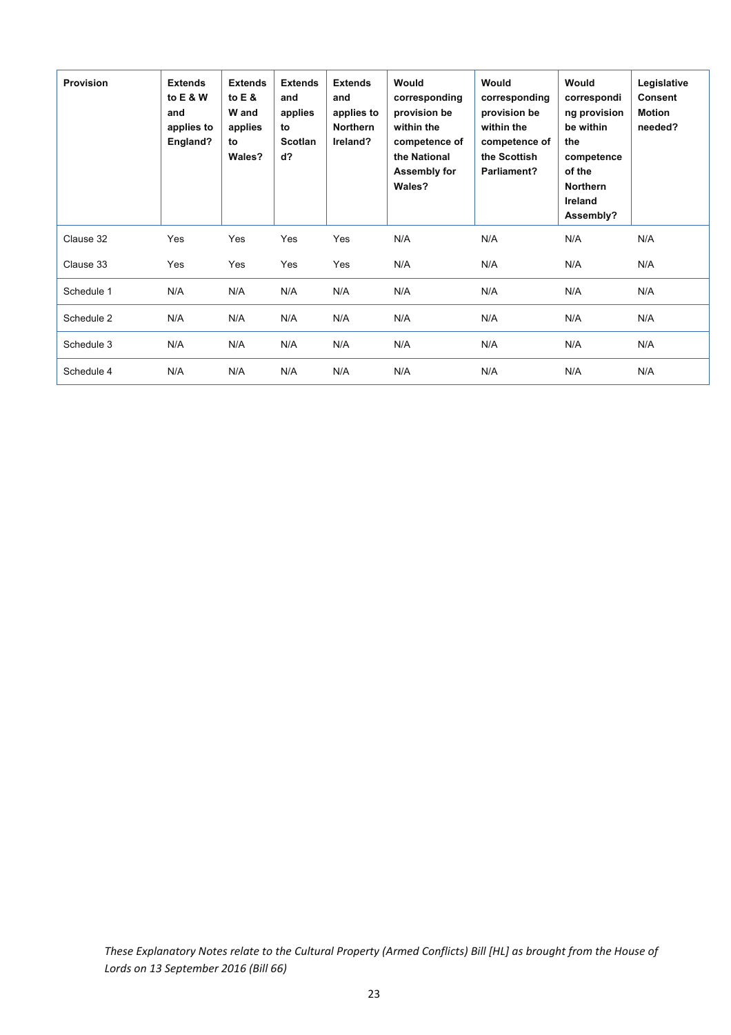| Provision | Extends to E & W and applies to England? | Extends to E & W and applies to Wales? | Extends and applies to Scotland? | Extends and applies to Northern Ireland? | Would corresponding provision be within the competence of the National Assembly for Wales? | Would corresponding provision be within the competence of the Scottish Parliament? | Would corresponding provision be within the competence of the Northern Ireland Assembly? | Legislative Consent Motion needed? |
|---|---|---|---|---|---|---|---|---|
| Clause 32 | Yes | Yes | Yes | Yes | N/A | N/A | N/A | N/A |
| Clause 33 | Yes | Yes | Yes | Yes | N/A | N/A | N/A | N/A |
| Schedule 1 | N/A | N/A | N/A | N/A | N/A | N/A | N/A | N/A |
| Schedule 2 | N/A | N/A | N/A | N/A | N/A | N/A | N/A | N/A |
| Schedule 3 | N/A | N/A | N/A | N/A | N/A | N/A | N/A | N/A |
| Schedule 4 | N/A | N/A | N/A | N/A | N/A | N/A | N/A | N/A |

*These Explanatory Notes relate to the Cultural Property (Armed Conflicts) Bill [HL] as brought from the House of Lords on 13 September 2016 (Bill 66)*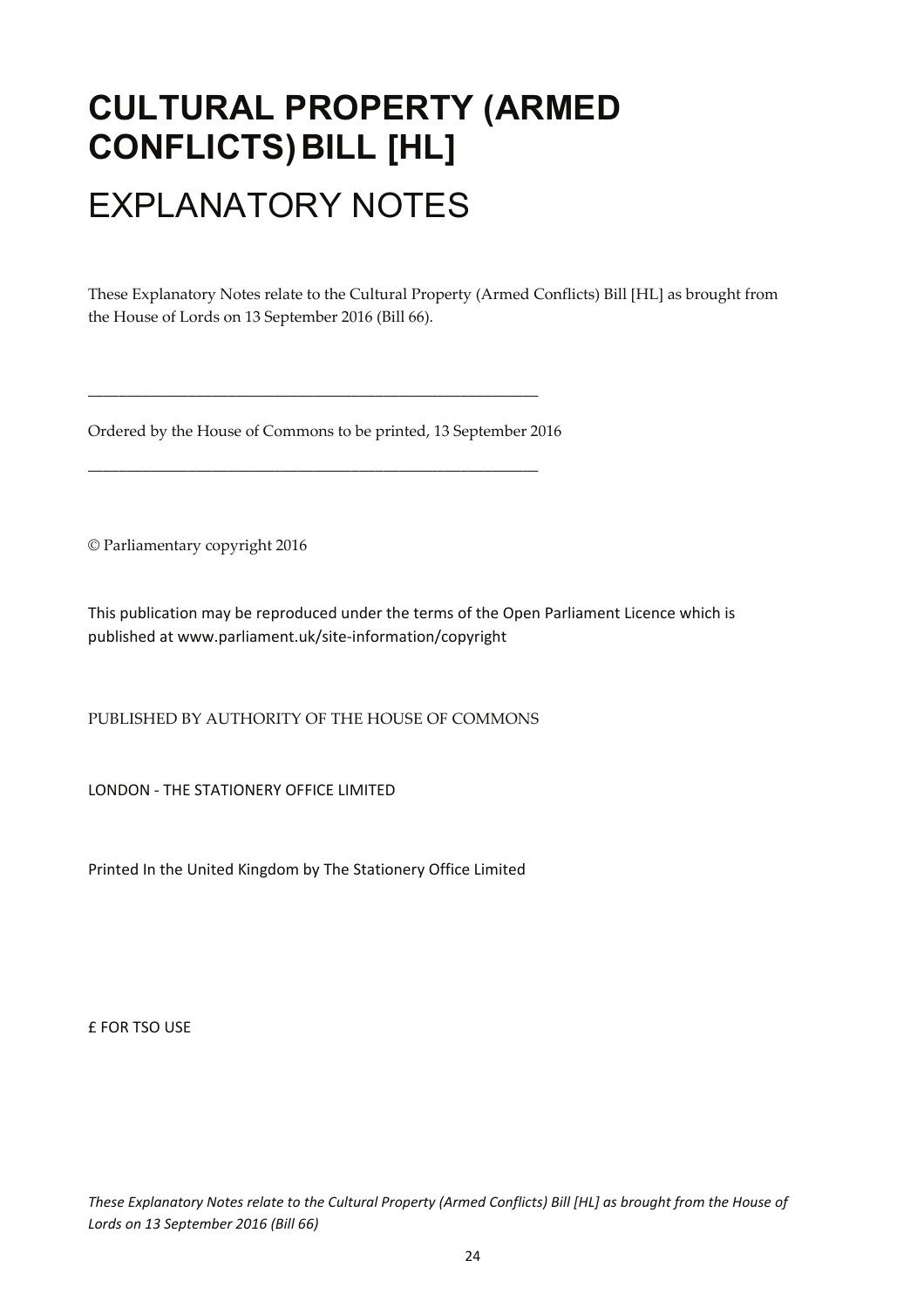# CULTURAL PROPERTY (ARMED CONFLICTS) BILL [HL]

# EXPLANATORY NOTES

These Explanatory Notes relate to the Cultural Property (Armed Conflicts) Bill [HL] as brought from the House of Lords on 13 September 2016 (Bill 66).

---

Ordered by the House of Commons to be printed, 13 September 2016

---

© Parliamentary copyright 2016

This publication may be reproduced under the terms of the Open Parliament Licence which is published at www.parliament.uk/site-information/copyright

PUBLISHED BY AUTHORITY OF THE HOUSE OF COMMONS

LONDON - THE STATIONERY OFFICE LIMITED

Printed In the United Kingdom by The Stationery Office Limited

£ FOR TSO USE